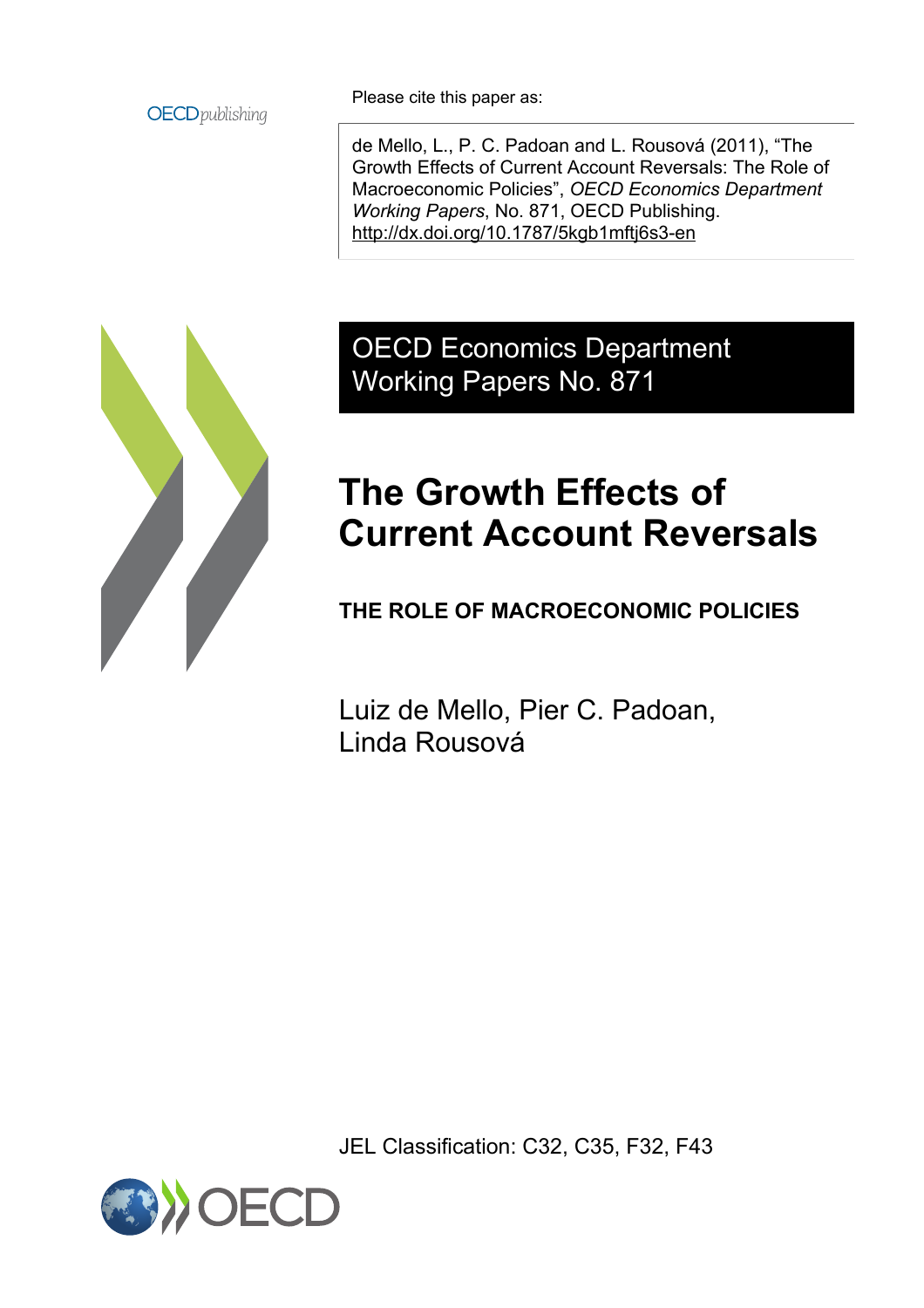OECD*publishing*

Please cite this paper as:

de Mello, L., P. C. Padoan and L. Rousová (2011), "The Growth Effects of Current Account Reversals: The Role of Macroeconomic Policies", *OECD Economics Department Working Papers*, No. 871, OECD Publishing.
http://dx.doi.org/10.1787/5kgb1mftj6s3-en

OECD Economics Department Working Papers No. 871

# The Growth Effects of Current Account Reversals

## THE ROLE OF MACROECONOMIC POLICIES

Luiz de Mello, Pier C. Padoan, Linda Rousová

JEL Classification: C32, C35, F32, F43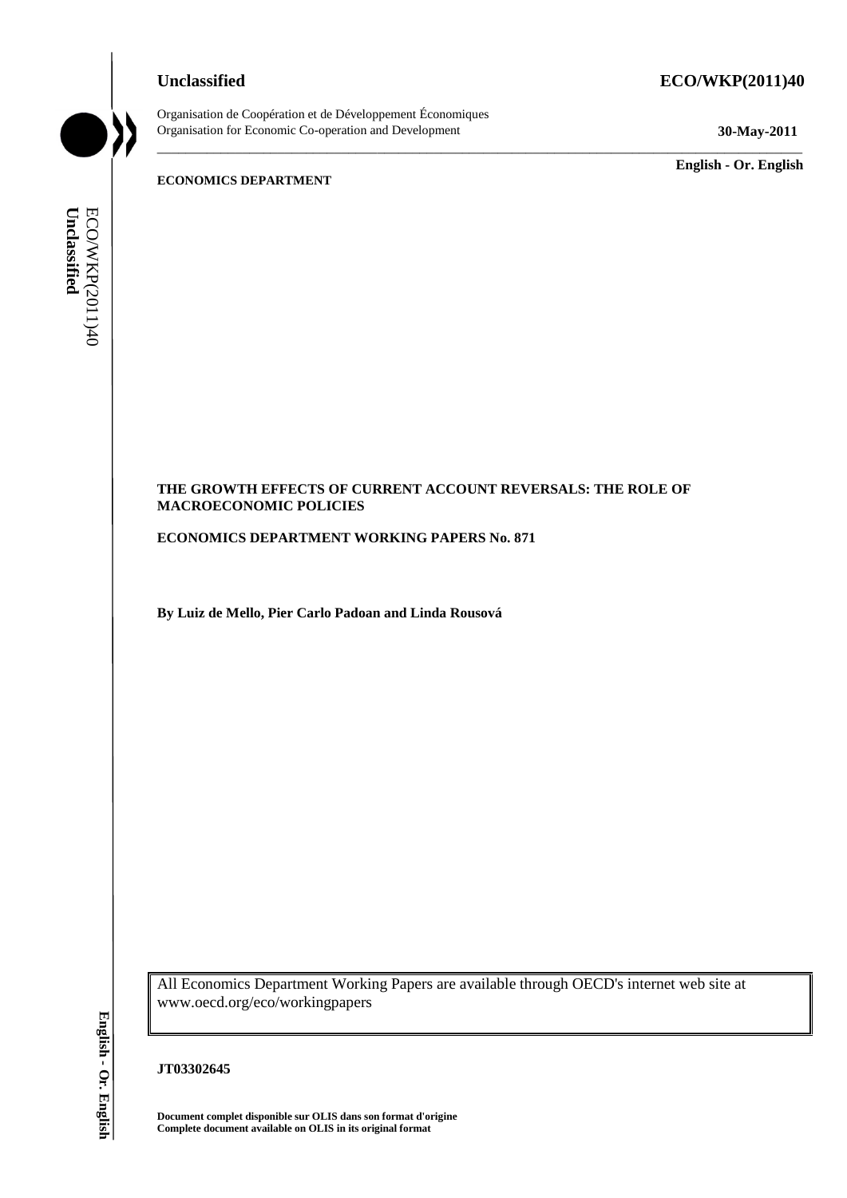Unclassified

**ECO/WKP(2011)40**

Organisation de Coopération et de Développement Économiques
Organisation for Economic Co-operation and Development

**30-May-2011**

**English - Or. English**

**ECONOMICS DEPARTMENT**

**THE GROWTH EFFECTS OF CURRENT ACCOUNT REVERSALS: THE ROLE OF MACROECONOMIC POLICIES**

**ECONOMICS DEPARTMENT WORKING PAPERS No. 871**

**By Luiz de Mello, Pier Carlo Padoan and Linda Rousová**

All Economics Department Working Papers are available through OECD's internet web site at www.oecd.org/eco/workingpapers

**JT03302645**

**Document complet disponible sur OLIS dans son format d'origine**
**Complete document available on OLIS in its original format**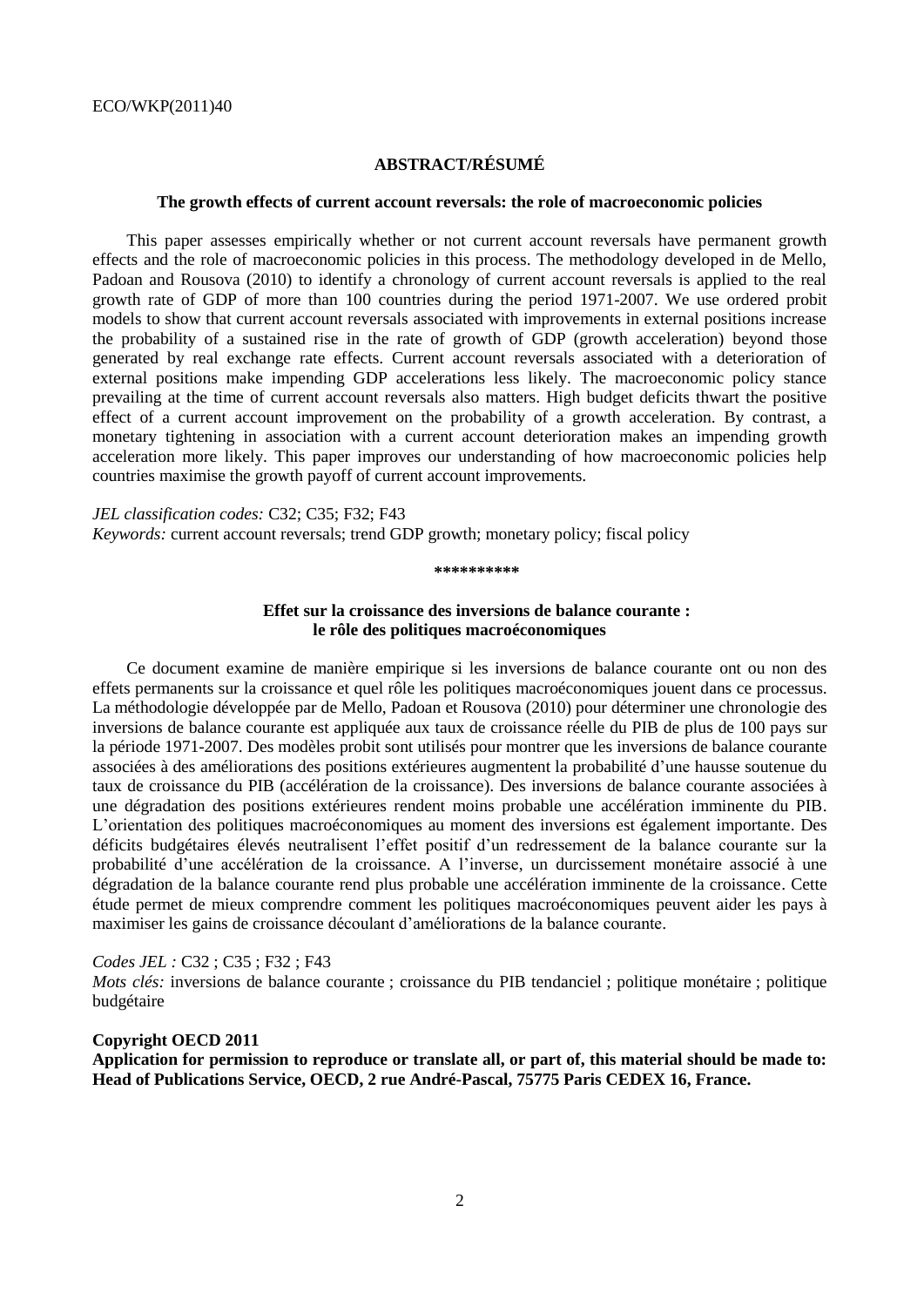## ABSTRACT/RÉSUMÉ

### The growth effects of current account reversals: the role of macroeconomic policies

This paper assesses empirically whether or not current account reversals have permanent growth effects and the role of macroeconomic policies in this process. The methodology developed in de Mello, Padoan and Rousova (2010) to identify a chronology of current account reversals is applied to the real growth rate of GDP of more than 100 countries during the period 1971-2007. We use ordered probit models to show that current account reversals associated with improvements in external positions increase the probability of a sustained rise in the rate of growth of GDP (growth acceleration) beyond those generated by real exchange rate effects. Current account reversals associated with a deterioration of external positions make impending GDP accelerations less likely. The macroeconomic policy stance prevailing at the time of current account reversals also matters. High budget deficits thwart the positive effect of a current account improvement on the probability of a growth acceleration. By contrast, a monetary tightening in association with a current account deterioration makes an impending growth acceleration more likely. This paper improves our understanding of how macroeconomic policies help countries maximise the growth payoff of current account improvements.

*JEL classification codes:* C32; C35; F32; F43
*Keywords:* current account reversals; trend GDP growth; monetary policy; fiscal policy

**********

### Effet sur la croissance des inversions de balance courante : le rôle des politiques macroéconomiques

Ce document examine de manière empirique si les inversions de balance courante ont ou non des effets permanents sur la croissance et quel rôle les politiques macroéconomiques jouent dans ce processus. La méthodologie développée par de Mello, Padoan et Rousova (2010) pour déterminer une chronologie des inversions de balance courante est appliquée aux taux de croissance réelle du PIB de plus de 100 pays sur la période 1971-2007. Des modèles probit sont utilisés pour montrer que les inversions de balance courante associées à des améliorations des positions extérieures augmentent la probabilité d'une hausse soutenue du taux de croissance du PIB (accélération de la croissance). Des inversions de balance courante associées à une dégradation des positions extérieures rendent moins probable une accélération imminente du PIB. L'orientation des politiques macroéconomiques au moment des inversions est également importante. Des déficits budgétaires élevés neutralisent l'effet positif d'un redressement de la balance courante sur la probabilité d'une accélération de la croissance. A l'inverse, un durcissement monétaire associé à une dégradation de la balance courante rend plus probable une accélération imminente de la croissance. Cette étude permet de mieux comprendre comment les politiques macroéconomiques peuvent aider les pays à maximiser les gains de croissance découlant d'améliorations de la balance courante.

*Codes JEL :* C32 ; C35 ; F32 ; F43
*Mots clés:* inversions de balance courante ; croissance du PIB tendanciel ; politique monétaire ; politique budgétaire

**Copyright OECD 2011**
**Application for permission to reproduce or translate all, or part of, this material should be made to: Head of Publications Service, OECD, 2 rue André-Pascal, 75775 Paris CEDEX 16, France.**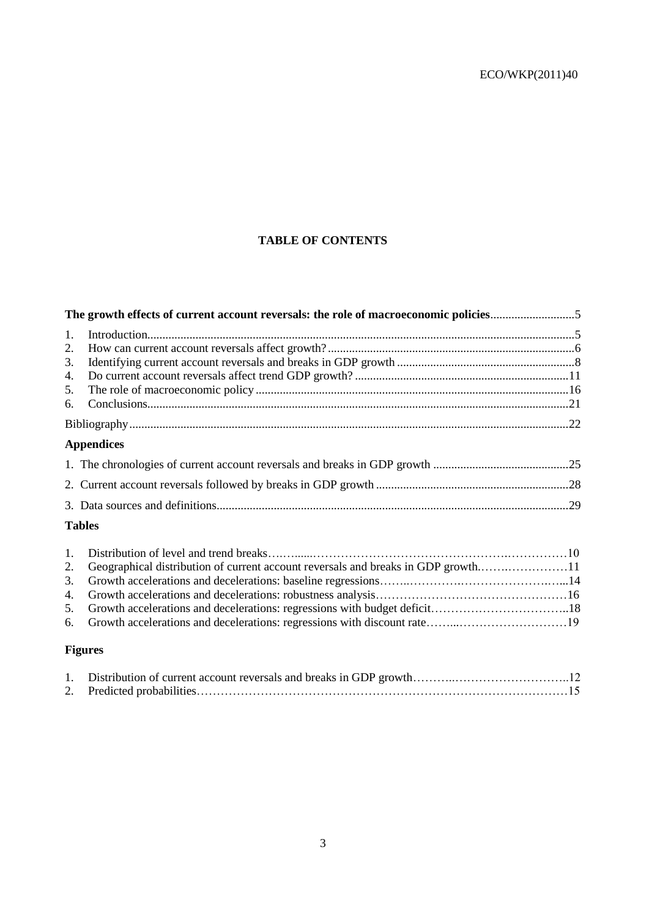## TABLE OF CONTENTS

**The growth effects of current account reversals: the role of macroeconomic policies**............................5

1. Introduction.............................................................................................................................................5
2. How can current account reversals affect growth?..................................................................................6
3. Identifying current account reversals and breaks in GDP growth...........................................................8
4. Do current account reversals affect trend GDP growth?.......................................................................11
5. The role of macroeconomic policy........................................................................................................16
6. Conclusions...........................................................................................................................................21

Bibliography.................................................................................................................................................22

### Appendices

1. The chronologies of current account reversals and breaks in GDP growth .............................................25
2. Current account reversals followed by breaks in GDP growth ................................................................28
3. Data sources and definitions....................................................................................................................29

### Tables

1. Distribution of level and trend breaks……......…………………………………………….……………10
2. Geographical distribution of current account reversals and breaks in GDP growth.…….……………11
3. Growth accelerations and decelerations: baseline regressions……..…………….…………………..…..14
4. Growth accelerations and decelerations: robustness analysis…………………………………….……16
5. Growth accelerations and decelerations: regressions with budget deficit……………………………..18
6. Growth accelerations and decelerations: regressions with discount rate……...………………………19

### Figures

1. Distribution of current account reversals and breaks in GDP growth………..………………………..12
2. Predicted probabilities…………………………………………………………………………………15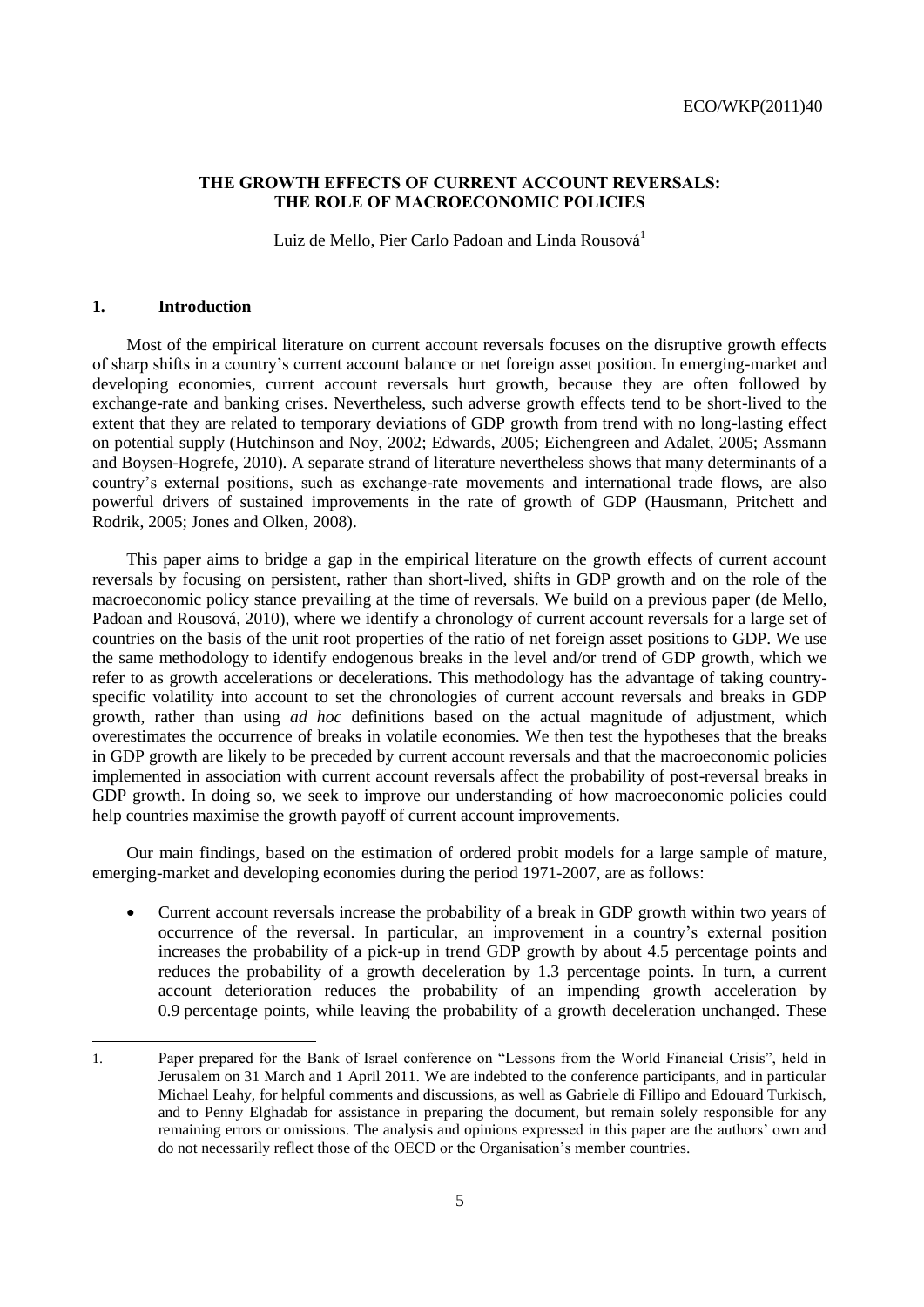## THE GROWTH EFFECTS OF CURRENT ACCOUNT REVERSALS: THE ROLE OF MACROECONOMIC POLICIES

Luiz de Mello, Pier Carlo Padoan and Linda Rousová[1]

### 1. Introduction

Most of the empirical literature on current account reversals focuses on the disruptive growth effects of sharp shifts in a country's current account balance or net foreign asset position. In emerging-market and developing economies, current account reversals hurt growth, because they are often followed by exchange-rate and banking crises. Nevertheless, such adverse growth effects tend to be short-lived to the extent that they are related to temporary deviations of GDP growth from trend with no long-lasting effect on potential supply (Hutchinson and Noy, 2002; Edwards, 2005; Eichengreen and Adalet, 2005; Assmann and Boysen-Hogrefe, 2010). A separate strand of literature nevertheless shows that many determinants of a country's external positions, such as exchange-rate movements and international trade flows, are also powerful drivers of sustained improvements in the rate of growth of GDP (Hausmann, Pritchett and Rodrik, 2005; Jones and Olken, 2008).

This paper aims to bridge a gap in the empirical literature on the growth effects of current account reversals by focusing on persistent, rather than short-lived, shifts in GDP growth and on the role of the macroeconomic policy stance prevailing at the time of reversals. We build on a previous paper (de Mello, Padoan and Rousová, 2010), where we identify a chronology of current account reversals for a large set of countries on the basis of the unit root properties of the ratio of net foreign asset positions to GDP. We use the same methodology to identify endogenous breaks in the level and/or trend of GDP growth, which we refer to as growth accelerations or decelerations. This methodology has the advantage of taking country-specific volatility into account to set the chronologies of current account reversals and breaks in GDP growth, rather than using *ad hoc* definitions based on the actual magnitude of adjustment, which overestimates the occurrence of breaks in volatile economies. We then test the hypotheses that the breaks in GDP growth are likely to be preceded by current account reversals and that the macroeconomic policies implemented in association with current account reversals affect the probability of post-reversal breaks in GDP growth. In doing so, we seek to improve our understanding of how macroeconomic policies could help countries maximise the growth payoff of current account improvements.

Our main findings, based on the estimation of ordered probit models for a large sample of mature, emerging-market and developing economies during the period 1971-2007, are as follows:

- Current account reversals increase the probability of a break in GDP growth within two years of occurrence of the reversal. In particular, an improvement in a country's external position increases the probability of a pick-up in trend GDP growth by about 4.5 percentage points and reduces the probability of a growth deceleration by 1.3 percentage points. In turn, a current account deterioration reduces the probability of an impending growth acceleration by 0.9 percentage points, while leaving the probability of a growth deceleration unchanged. These

---

1. Paper prepared for the Bank of Israel conference on "Lessons from the World Financial Crisis", held in Jerusalem on 31 March and 1 April 2011. We are indebted to the conference participants, and in particular Michael Leahy, for helpful comments and discussions, as well as Gabriele di Fillipo and Edouard Turkisch, and to Penny Elghadab for assistance in preparing the document, but remain solely responsible for any remaining errors or omissions. The analysis and opinions expressed in this paper are the authors' own and do not necessarily reflect those of the OECD or the Organisation's member countries.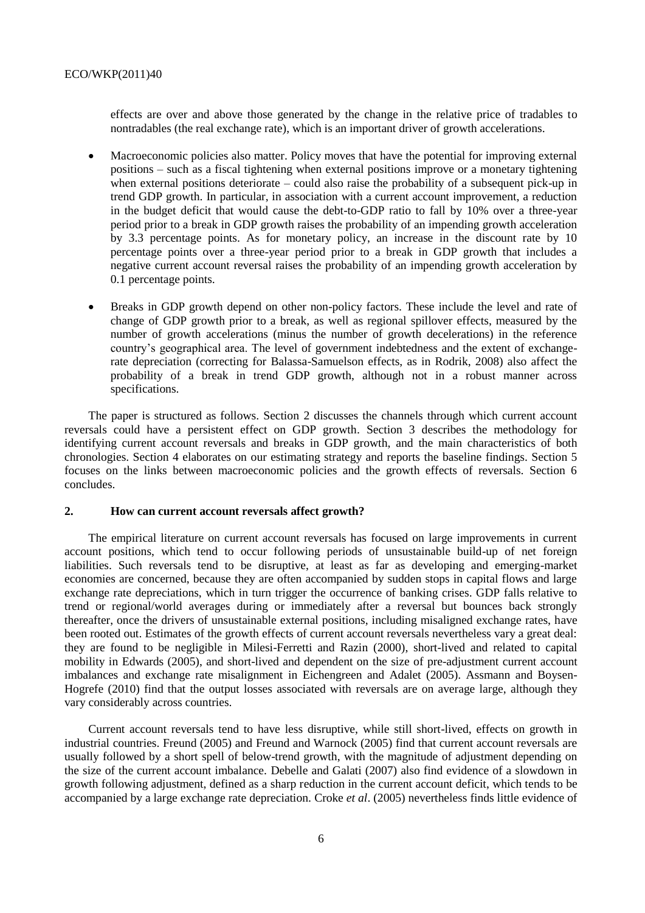effects are over and above those generated by the change in the relative price of tradables to nontradables (the real exchange rate), which is an important driver of growth accelerations.

- Macroeconomic policies also matter. Policy moves that have the potential for improving external positions – such as a fiscal tightening when external positions improve or a monetary tightening when external positions deteriorate – could also raise the probability of a subsequent pick-up in trend GDP growth. In particular, in association with a current account improvement, a reduction in the budget deficit that would cause the debt-to-GDP ratio to fall by 10% over a three-year period prior to a break in GDP growth raises the probability of an impending growth acceleration by 3.3 percentage points. As for monetary policy, an increase in the discount rate by 10 percentage points over a three-year period prior to a break in GDP growth that includes a negative current account reversal raises the probability of an impending growth acceleration by 0.1 percentage points.

- Breaks in GDP growth depend on other non-policy factors. These include the level and rate of change of GDP growth prior to a break, as well as regional spillover effects, measured by the number of growth accelerations (minus the number of growth decelerations) in the reference country's geographical area. The level of government indebtedness and the extent of exchange-rate depreciation (correcting for Balassa-Samuelson effects, as in Rodrik, 2008) also affect the probability of a break in trend GDP growth, although not in a robust manner across specifications.

The paper is structured as follows. Section 2 discusses the channels through which current account reversals could have a persistent effect on GDP growth. Section 3 describes the methodology for identifying current account reversals and breaks in GDP growth, and the main characteristics of both chronologies. Section 4 elaborates on our estimating strategy and reports the baseline findings. Section 5 focuses on the links between macroeconomic policies and the growth effects of reversals. Section 6 concludes.

## 2. How can current account reversals affect growth?

The empirical literature on current account reversals has focused on large improvements in current account positions, which tend to occur following periods of unsustainable build-up of net foreign liabilities. Such reversals tend to be disruptive, at least as far as developing and emerging-market economies are concerned, because they are often accompanied by sudden stops in capital flows and large exchange rate depreciations, which in turn trigger the occurrence of banking crises. GDP falls relative to trend or regional/world averages during or immediately after a reversal but bounces back strongly thereafter, once the drivers of unsustainable external positions, including misaligned exchange rates, have been rooted out. Estimates of the growth effects of current account reversals nevertheless vary a great deal: they are found to be negligible in Milesi-Ferretti and Razin (2000), short-lived and related to capital mobility in Edwards (2005), and short-lived and dependent on the size of pre-adjustment current account imbalances and exchange rate misalignment in Eichengreen and Adalet (2005). Assmann and Boysen-Hogrefe (2010) find that the output losses associated with reversals are on average large, although they vary considerably across countries.

Current account reversals tend to have less disruptive, while still short-lived, effects on growth in industrial countries. Freund (2005) and Freund and Warnock (2005) find that current account reversals are usually followed by a short spell of below-trend growth, with the magnitude of adjustment depending on the size of the current account imbalance. Debelle and Galati (2007) also find evidence of a slowdown in growth following adjustment, defined as a sharp reduction in the current account deficit, which tends to be accompanied by a large exchange rate depreciation. Croke *et al*. (2005) nevertheless finds little evidence of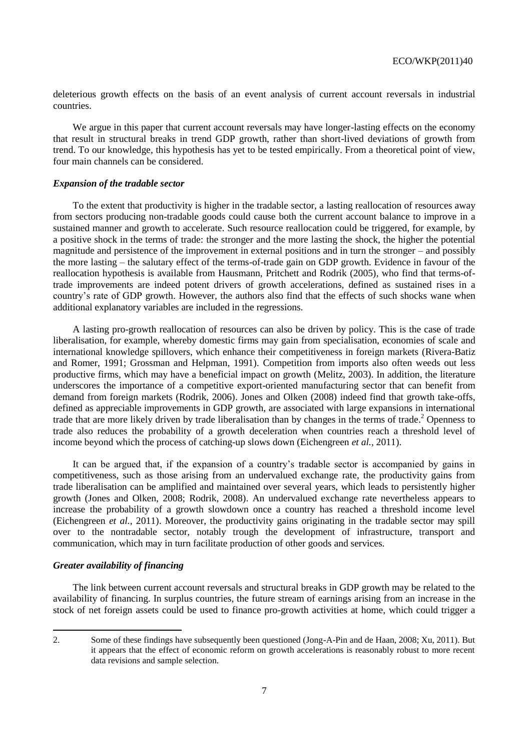deleterious growth effects on the basis of an event analysis of current account reversals in industrial countries.

We argue in this paper that current account reversals may have longer-lasting effects on the economy that result in structural breaks in trend GDP growth, rather than short-lived deviations of growth from trend. To our knowledge, this hypothesis has yet to be tested empirically. From a theoretical point of view, four main channels can be considered.

### *Expansion of the tradable sector*

To the extent that productivity is higher in the tradable sector, a lasting reallocation of resources away from sectors producing non-tradable goods could cause both the current account balance to improve in a sustained manner and growth to accelerate. Such resource reallocation could be triggered, for example, by a positive shock in the terms of trade: the stronger and the more lasting the shock, the higher the potential magnitude and persistence of the improvement in external positions and in turn the stronger – and possibly the more lasting – the salutary effect of the terms-of-trade gain on GDP growth. Evidence in favour of the reallocation hypothesis is available from Hausmann, Pritchett and Rodrik (2005), who find that terms-of-trade improvements are indeed potent drivers of growth accelerations, defined as sustained rises in a country's rate of GDP growth. However, the authors also find that the effects of such shocks wane when additional explanatory variables are included in the regressions.

A lasting pro-growth reallocation of resources can also be driven by policy. This is the case of trade liberalisation, for example, whereby domestic firms may gain from specialisation, economies of scale and international knowledge spillovers, which enhance their competitiveness in foreign markets (Rivera-Batiz and Romer, 1991; Grossman and Helpman, 1991). Competition from imports also often weeds out less productive firms, which may have a beneficial impact on growth (Melitz, 2003). In addition, the literature underscores the importance of a competitive export-oriented manufacturing sector that can benefit from demand from foreign markets (Rodrik, 2006). Jones and Olken (2008) indeed find that growth take-offs, defined as appreciable improvements in GDP growth, are associated with large expansions in international trade that are more likely driven by trade liberalisation than by changes in the terms of trade.[2] Openness to trade also reduces the probability of a growth deceleration when countries reach a threshold level of income beyond which the process of catching-up slows down (Eichengreen *et al.*, 2011).

It can be argued that, if the expansion of a country's tradable sector is accompanied by gains in competitiveness, such as those arising from an undervalued exchange rate, the productivity gains from trade liberalisation can be amplified and maintained over several years, which leads to persistently higher growth (Jones and Olken, 2008; Rodrik, 2008). An undervalued exchange rate nevertheless appears to increase the probability of a growth slowdown once a country has reached a threshold income level (Eichengreen *et al.*, 2011). Moreover, the productivity gains originating in the tradable sector may spill over to the nontradable sector, notably trough the development of infrastructure, transport and communication, which may in turn facilitate production of other goods and services.

### *Greater availability of financing*

The link between current account reversals and structural breaks in GDP growth may be related to the availability of financing. In surplus countries, the future stream of earnings arising from an increase in the stock of net foreign assets could be used to finance pro-growth activities at home, which could trigger a

---

2. Some of these findings have subsequently been questioned (Jong-A-Pin and de Haan, 2008; Xu, 2011). But it appears that the effect of economic reform on growth accelerations is reasonably robust to more recent data revisions and sample selection.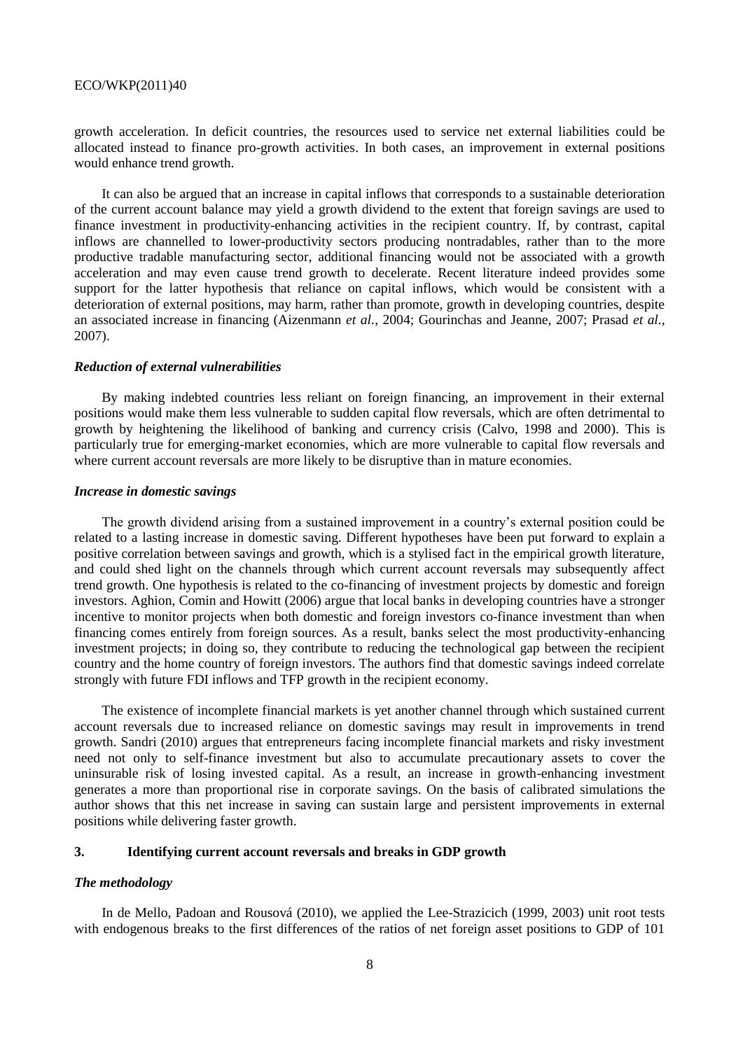growth acceleration. In deficit countries, the resources used to service net external liabilities could be allocated instead to finance pro-growth activities. In both cases, an improvement in external positions would enhance trend growth.

It can also be argued that an increase in capital inflows that corresponds to a sustainable deterioration of the current account balance may yield a growth dividend to the extent that foreign savings are used to finance investment in productivity-enhancing activities in the recipient country. If, by contrast, capital inflows are channelled to lower-productivity sectors producing nontradables, rather than to the more productive tradable manufacturing sector, additional financing would not be associated with a growth acceleration and may even cause trend growth to decelerate. Recent literature indeed provides some support for the latter hypothesis that reliance on capital inflows, which would be consistent with a deterioration of external positions, may harm, rather than promote, growth in developing countries, despite an associated increase in financing (Aizenmann *et al.*, 2004; Gourinchas and Jeanne, 2007; Prasad *et al.*, 2007).

### *Reduction of external vulnerabilities*

By making indebted countries less reliant on foreign financing, an improvement in their external positions would make them less vulnerable to sudden capital flow reversals, which are often detrimental to growth by heightening the likelihood of banking and currency crisis (Calvo, 1998 and 2000). This is particularly true for emerging-market economies, which are more vulnerable to capital flow reversals and where current account reversals are more likely to be disruptive than in mature economies.

### *Increase in domestic savings*

The growth dividend arising from a sustained improvement in a country's external position could be related to a lasting increase in domestic saving. Different hypotheses have been put forward to explain a positive correlation between savings and growth, which is a stylised fact in the empirical growth literature, and could shed light on the channels through which current account reversals may subsequently affect trend growth. One hypothesis is related to the co-financing of investment projects by domestic and foreign investors. Aghion, Comin and Howitt (2006) argue that local banks in developing countries have a stronger incentive to monitor projects when both domestic and foreign investors co-finance investment than when financing comes entirely from foreign sources. As a result, banks select the most productivity-enhancing investment projects; in doing so, they contribute to reducing the technological gap between the recipient country and the home country of foreign investors. The authors find that domestic savings indeed correlate strongly with future FDI inflows and TFP growth in the recipient economy.

The existence of incomplete financial markets is yet another channel through which sustained current account reversals due to increased reliance on domestic savings may result in improvements in trend growth. Sandri (2010) argues that entrepreneurs facing incomplete financial markets and risky investment need not only to self-finance investment but also to accumulate precautionary assets to cover the uninsurable risk of losing invested capital. As a result, an increase in growth-enhancing investment generates a more than proportional rise in corporate savings. On the basis of calibrated simulations the author shows that this net increase in saving can sustain large and persistent improvements in external positions while delivering faster growth.

## 3. Identifying current account reversals and breaks in GDP growth

### *The methodology*

In de Mello, Padoan and Rousová (2010), we applied the Lee-Strazicich (1999, 2003) unit root tests with endogenous breaks to the first differences of the ratios of net foreign asset positions to GDP of 101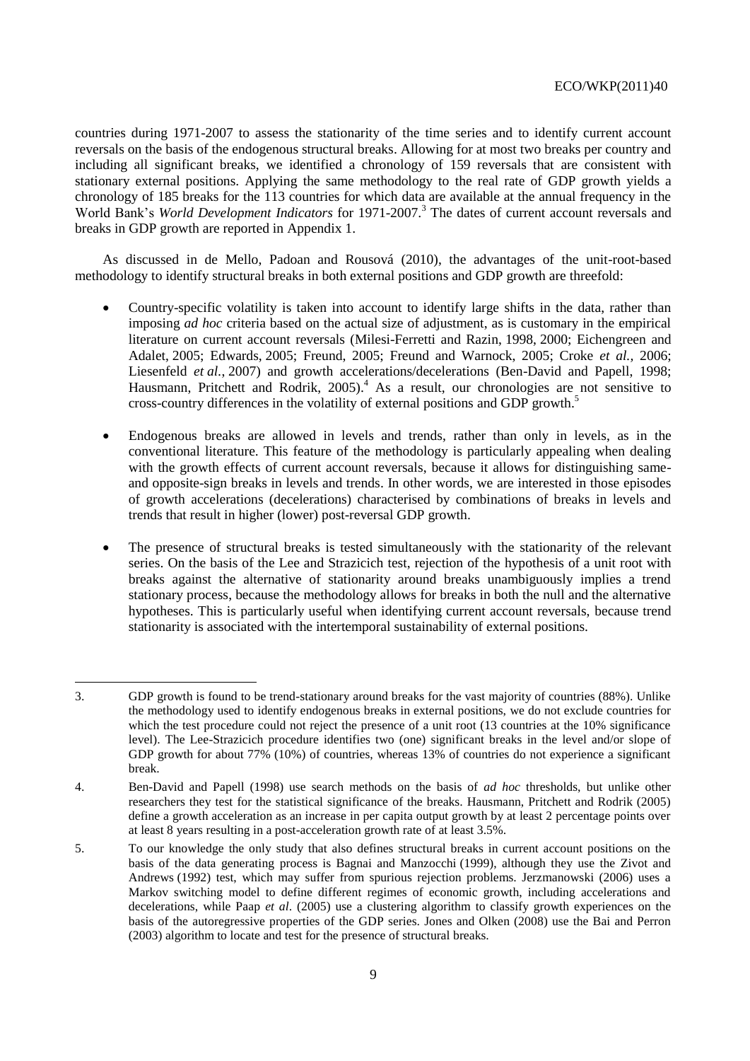countries during 1971-2007 to assess the stationarity of the time series and to identify current account reversals on the basis of the endogenous structural breaks. Allowing for at most two breaks per country and including all significant breaks, we identified a chronology of 159 reversals that are consistent with stationary external positions. Applying the same methodology to the real rate of GDP growth yields a chronology of 185 breaks for the 113 countries for which data are available at the annual frequency in the World Bank's *World Development Indicators* for 1971-2007.[3] The dates of current account reversals and breaks in GDP growth are reported in Appendix 1.

As discussed in de Mello, Padoan and Rousová (2010), the advantages of the unit-root-based methodology to identify structural breaks in both external positions and GDP growth are threefold:

- Country-specific volatility is taken into account to identify large shifts in the data, rather than imposing *ad hoc* criteria based on the actual size of adjustment, as is customary in the empirical literature on current account reversals (Milesi-Ferretti and Razin, 1998, 2000; Eichengreen and Adalet, 2005; Edwards, 2005; Freund, 2005; Freund and Warnock, 2005; Croke *et al.*, 2006; Liesenfeld *et al.*, 2007) and growth accelerations/decelerations (Ben-David and Papell, 1998; Hausmann, Pritchett and Rodrik, 2005).[4] As a result, our chronologies are not sensitive to cross-country differences in the volatility of external positions and GDP growth.[5]

- Endogenous breaks are allowed in levels and trends, rather than only in levels, as in the conventional literature. This feature of the methodology is particularly appealing when dealing with the growth effects of current account reversals, because it allows for distinguishing same- and opposite-sign breaks in levels and trends. In other words, we are interested in those episodes of growth accelerations (decelerations) characterised by combinations of breaks in levels and trends that result in higher (lower) post-reversal GDP growth.

- The presence of structural breaks is tested simultaneously with the stationarity of the relevant series. On the basis of the Lee and Strazicich test, rejection of the hypothesis of a unit root with breaks against the alternative of stationarity around breaks unambiguously implies a trend stationary process, because the methodology allows for breaks in both the null and the alternative hypotheses. This is particularly useful when identifying current account reversals, because trend stationarity is associated with the intertemporal sustainability of external positions.

---

3. GDP growth is found to be trend-stationary around breaks for the vast majority of countries (88%). Unlike the methodology used to identify endogenous breaks in external positions, we do not exclude countries for which the test procedure could not reject the presence of a unit root (13 countries at the 10% significance level). The Lee-Strazicich procedure identifies two (one) significant breaks in the level and/or slope of GDP growth for about 77% (10%) of countries, whereas 13% of countries do not experience a significant break.

4. Ben-David and Papell (1998) use search methods on the basis of *ad hoc* thresholds, but unlike other researchers they test for the statistical significance of the breaks. Hausmann, Pritchett and Rodrik (2005) define a growth acceleration as an increase in per capita output growth by at least 2 percentage points over at least 8 years resulting in a post-acceleration growth rate of at least 3.5%.

5. To our knowledge the only study that also defines structural breaks in current account positions on the basis of the data generating process is Bagnai and Manzocchi (1999), although they use the Zivot and Andrews (1992) test, which may suffer from spurious rejection problems. Jerzmanowski (2006) uses a Markov switching model to define different regimes of economic growth, including accelerations and decelerations, while Paap *et al.* (2005) use a clustering algorithm to classify growth experiences on the basis of the autoregressive properties of the GDP series. Jones and Olken (2008) use the Bai and Perron (2003) algorithm to locate and test for the presence of structural breaks.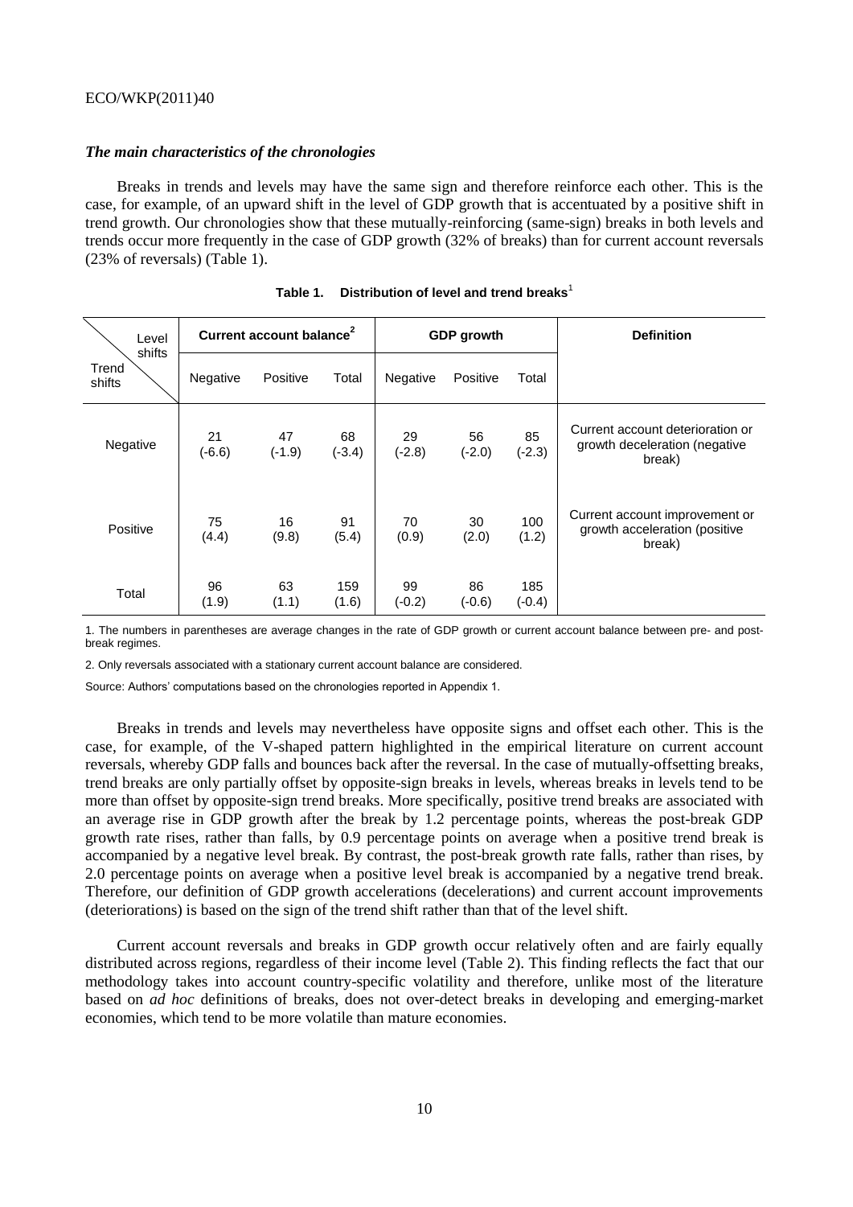### *The main characteristics of the chronologies*

Breaks in trends and levels may have the same sign and therefore reinforce each other. This is the case, for example, of an upward shift in the level of GDP growth that is accentuated by a positive shift in trend growth. Our chronologies show that these mutually-reinforcing (same-sign) breaks in both levels and trends occur more frequently in the case of GDP growth (32% of breaks) than for current account reversals (23% of reversals) (Table 1).

**Table 1. Distribution of level and trend breaks**[1]

| Level shifts / Trend shifts | Current account balance[2] | | | GDP growth | | | Definition |
|---|---|---|---|---|---|---|---|
| | Negative | Positive | Total | Negative | Positive | Total | |
| Negative | 21 (-6.6) | 47 (-1.9) | 68 (-3.4) | 29 (-2.8) | 56 (-2.0) | 85 (-2.3) | Current account deterioration or growth deceleration (negative break) |
| Positive | 75 (4.4) | 16 (9.8) | 91 (5.4) | 70 (0.9) | 30 (2.0) | 100 (1.2) | Current account improvement or growth acceleration (positive break) |
| Total | 96 (1.9) | 63 (1.1) | 159 (1.6) | 99 (-0.2) | 86 (-0.6) | 185 (-0.4) | |

1. The numbers in parentheses are average changes in the rate of GDP growth or current account balance between pre- and post-break regimes.

2. Only reversals associated with a stationary current account balance are considered.

Source: Authors' computations based on the chronologies reported in Appendix 1.

Breaks in trends and levels may nevertheless have opposite signs and offset each other. This is the case, for example, of the V-shaped pattern highlighted in the empirical literature on current account reversals, whereby GDP falls and bounces back after the reversal. In the case of mutually-offsetting breaks, trend breaks are only partially offset by opposite-sign breaks in levels, whereas breaks in levels tend to be more than offset by opposite-sign trend breaks. More specifically, positive trend breaks are associated with an average rise in GDP growth after the break by 1.2 percentage points, whereas the post-break GDP growth rate rises, rather than falls, by 0.9 percentage points on average when a positive trend break is accompanied by a negative level break. By contrast, the post-break growth rate falls, rather than rises, by 2.0 percentage points on average when a positive level break is accompanied by a negative trend break. Therefore, our definition of GDP growth accelerations (decelerations) and current account improvements (deteriorations) is based on the sign of the trend shift rather than that of the level shift.

Current account reversals and breaks in GDP growth occur relatively often and are fairly equally distributed across regions, regardless of their income level (Table 2). This finding reflects the fact that our methodology takes into account country-specific volatility and therefore, unlike most of the literature based on *ad hoc* definitions of breaks, does not over-detect breaks in developing and emerging-market economies, which tend to be more volatile than mature economies.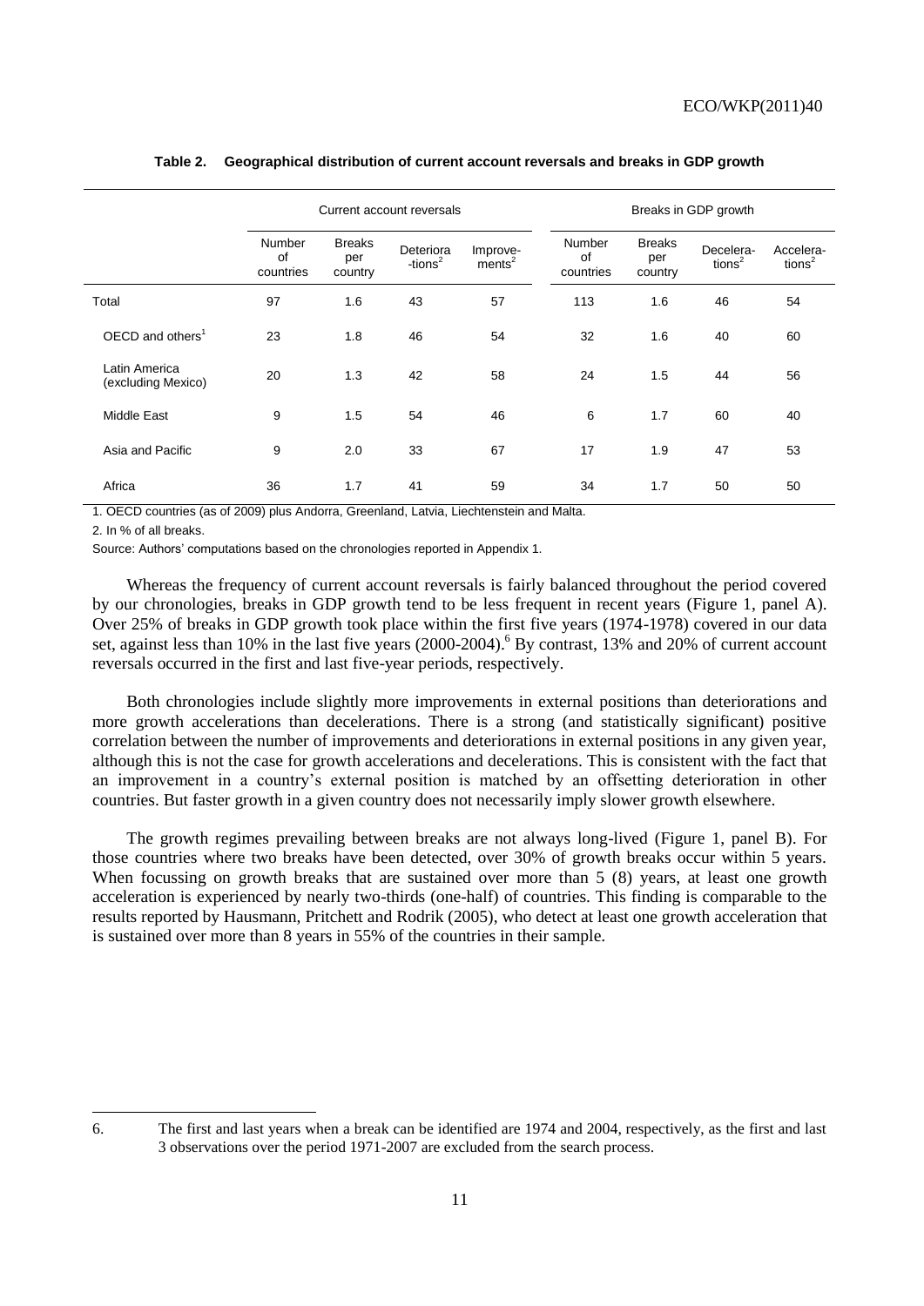**Table 2. Geographical distribution of current account reversals and breaks in GDP growth**

| | Current account reversals | | | | Breaks in GDP growth | | | |
|---|---|---|---|---|---|---|---|---|
| | Number of countries | Breaks per country | Deteriora-tions[2] | Improve-ments[2] | Number of countries | Breaks per country | Decelera-tions[2] | Accelera-tions[2] |
| Total | 97 | 1.6 | 43 | 57 | 113 | 1.6 | 46 | 54 |
| OECD and others[1] | 23 | 1.8 | 46 | 54 | 32 | 1.6 | 40 | 60 |
| Latin America (excluding Mexico) | 20 | 1.3 | 42 | 58 | 24 | 1.5 | 44 | 56 |
| Middle East | 9 | 1.5 | 54 | 46 | 6 | 1.7 | 60 | 40 |
| Asia and Pacific | 9 | 2.0 | 33 | 67 | 17 | 1.9 | 47 | 53 |
| Africa | 36 | 1.7 | 41 | 59 | 34 | 1.7 | 50 | 50 |

1. OECD countries (as of 2009) plus Andorra, Greenland, Latvia, Liechtenstein and Malta.

2. In % of all breaks.

Source: Authors' computations based on the chronologies reported in Appendix 1.

Whereas the frequency of current account reversals is fairly balanced throughout the period covered by our chronologies, breaks in GDP growth tend to be less frequent in recent years (Figure 1, panel A). Over 25% of breaks in GDP growth took place within the first five years (1974-1978) covered in our data set, against less than 10% in the last five years (2000-2004).[6] By contrast, 13% and 20% of current account reversals occurred in the first and last five-year periods, respectively.

Both chronologies include slightly more improvements in external positions than deteriorations and more growth accelerations than decelerations. There is a strong (and statistically significant) positive correlation between the number of improvements and deteriorations in external positions in any given year, although this is not the case for growth accelerations and decelerations. This is consistent with the fact that an improvement in a country's external position is matched by an offsetting deterioration in other countries. But faster growth in a given country does not necessarily imply slower growth elsewhere.

The growth regimes prevailing between breaks are not always long-lived (Figure 1, panel B). For those countries where two breaks have been detected, over 30% of growth breaks occur within 5 years. When focussing on growth breaks that are sustained over more than 5 (8) years, at least one growth acceleration is experienced by nearly two-thirds (one-half) of countries. This finding is comparable to the results reported by Hausmann, Pritchett and Rodrik (2005), who detect at least one growth acceleration that is sustained over more than 8 years in 55% of the countries in their sample.

6. The first and last years when a break can be identified are 1974 and 2004, respectively, as the first and last 3 observations over the period 1971-2007 are excluded from the search process.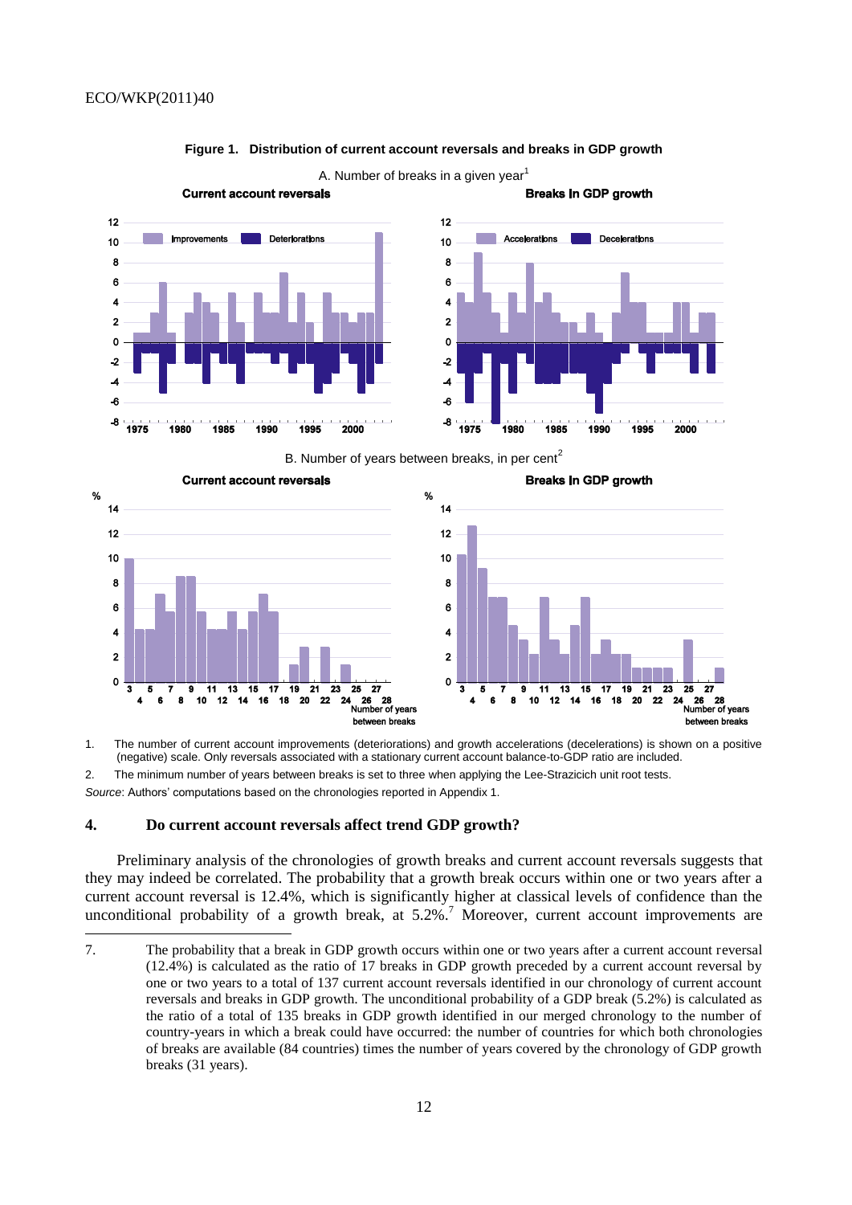**Figure 1. Distribution of current account reversals and breaks in GDP growth**

A. Number of breaks in a given year[1]

B. Number of years between breaks, in per cent[2]

1. The number of current account improvements (deteriorations) and growth accelerations (decelerations) is shown on a positive (negative) scale. Only reversals associated with a stationary current account balance-to-GDP ratio are included.

2. The minimum number of years between breaks is set to three when applying the Lee-Strazicich unit root tests.

*Source*: Authors' computations based on the chronologies reported in Appendix 1.

## 4. Do current account reversals affect trend GDP growth?

Preliminary analysis of the chronologies of growth breaks and current account reversals suggests that they may indeed be correlated. The probability that a growth break occurs within one or two years after a current account reversal is 12.4%, which is significantly higher at classical levels of confidence than the unconditional probability of a growth break, at 5.2%.[7] Moreover, current account improvements are

---

7. The probability that a break in GDP growth occurs within one or two years after a current account reversal (12.4%) is calculated as the ratio of 17 breaks in GDP growth preceded by a current account reversal by one or two years to a total of 137 current account reversals identified in our chronology of current account reversals and breaks in GDP growth. The unconditional probability of a GDP break (5.2%) is calculated as the ratio of a total of 135 breaks in GDP growth identified in our merged chronology to the number of country-years in which a break could have occurred: the number of countries for which both chronologies of breaks are available (84 countries) times the number of years covered by the chronology of GDP growth breaks (31 years).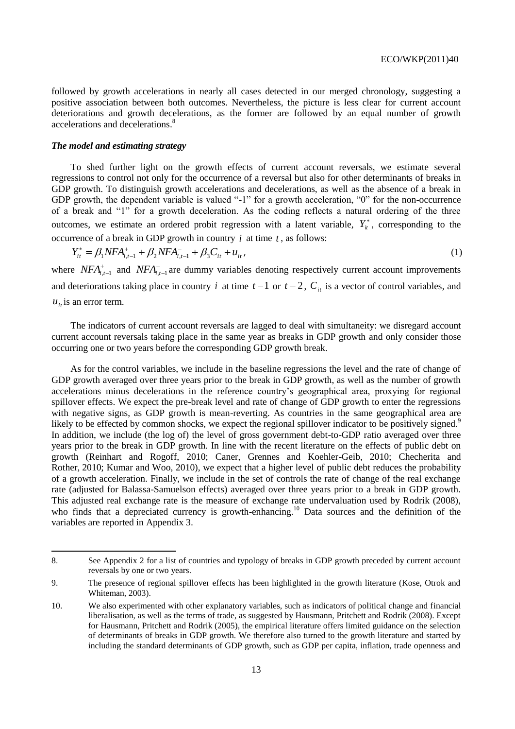followed by growth accelerations in nearly all cases detected in our merged chronology, suggesting a positive association between both outcomes. Nevertheless, the picture is less clear for current account deteriorations and growth decelerations, as the former are followed by an equal number of growth accelerations and decelerations.[8]

### *The model and estimating strategy*

To shed further light on the growth effects of current account reversals, we estimate several regressions to control not only for the occurrence of a reversal but also for other determinants of breaks in GDP growth. To distinguish growth accelerations and decelerations, as well as the absence of a break in GDP growth, the dependent variable is valued "-1" for a growth acceleration, "0" for the non-occurrence of a break and "1" for a growth deceleration. As the coding reflects a natural ordering of the three outcomes, we estimate an ordered probit regression with a latent variable, $Y_{it}^*$, corresponding to the occurrence of a break in GDP growth in country $i$ at time $t$, as follows:

$$Y_{it}^* = \beta_1 NFA_{i,t-1}^+ + \beta_2 NFA_{i,t-1}^- + \beta_3 C_{it} + u_{it}, \tag{1}$$

where $NFA_{i,t-1}^+$ and $NFA_{i,t-1}^-$ are dummy variables denoting respectively current account improvements and deteriorations taking place in country $i$ at time $t-1$ or $t-2$, $C_{it}$ is a vector of control variables, and $u_{it}$ is an error term.

The indicators of current account reversals are lagged to deal with simultaneity: we disregard account current account reversals taking place in the same year as breaks in GDP growth and only consider those occurring one or two years before the corresponding GDP growth break.

As for the control variables, we include in the baseline regressions the level and the rate of change of GDP growth averaged over three years prior to the break in GDP growth, as well as the number of growth accelerations minus decelerations in the reference country's geographical area, proxying for regional spillover effects. We expect the pre-break level and rate of change of GDP growth to enter the regressions with negative signs, as GDP growth is mean-reverting. As countries in the same geographical area are likely to be effected by common shocks, we expect the regional spillover indicator to be positively signed.[9] In addition, we include (the log of) the level of gross government debt-to-GDP ratio averaged over three years prior to the break in GDP growth. In line with the recent literature on the effects of public debt on growth (Reinhart and Rogoff, 2010; Caner, Grennes and Koehler-Geib, 2010; Checherita and Rother, 2010; Kumar and Woo, 2010), we expect that a higher level of public debt reduces the probability of a growth acceleration. Finally, we include in the set of controls the rate of change of the real exchange rate (adjusted for Balassa-Samuelson effects) averaged over three years prior to a break in GDP growth. This adjusted real exchange rate is the measure of exchange rate undervaluation used by Rodrik (2008), who finds that a depreciated currency is growth-enhancing.[10] Data sources and the definition of the variables are reported in Appendix 3.

---

8. See Appendix 2 for a list of countries and typology of breaks in GDP growth preceded by current account reversals by one or two years.

9. The presence of regional spillover effects has been highlighted in the growth literature (Kose, Otrok and Whiteman, 2003).

10. We also experimented with other explanatory variables, such as indicators of political change and financial liberalisation, as well as the terms of trade, as suggested by Hausmann, Pritchett and Rodrik (2008). Except for Hausmann, Pritchett and Rodrik (2005), the empirical literature offers limited guidance on the selection of determinants of breaks in GDP growth. We therefore also turned to the growth literature and started by including the standard determinants of GDP growth, such as GDP per capita, inflation, trade openness and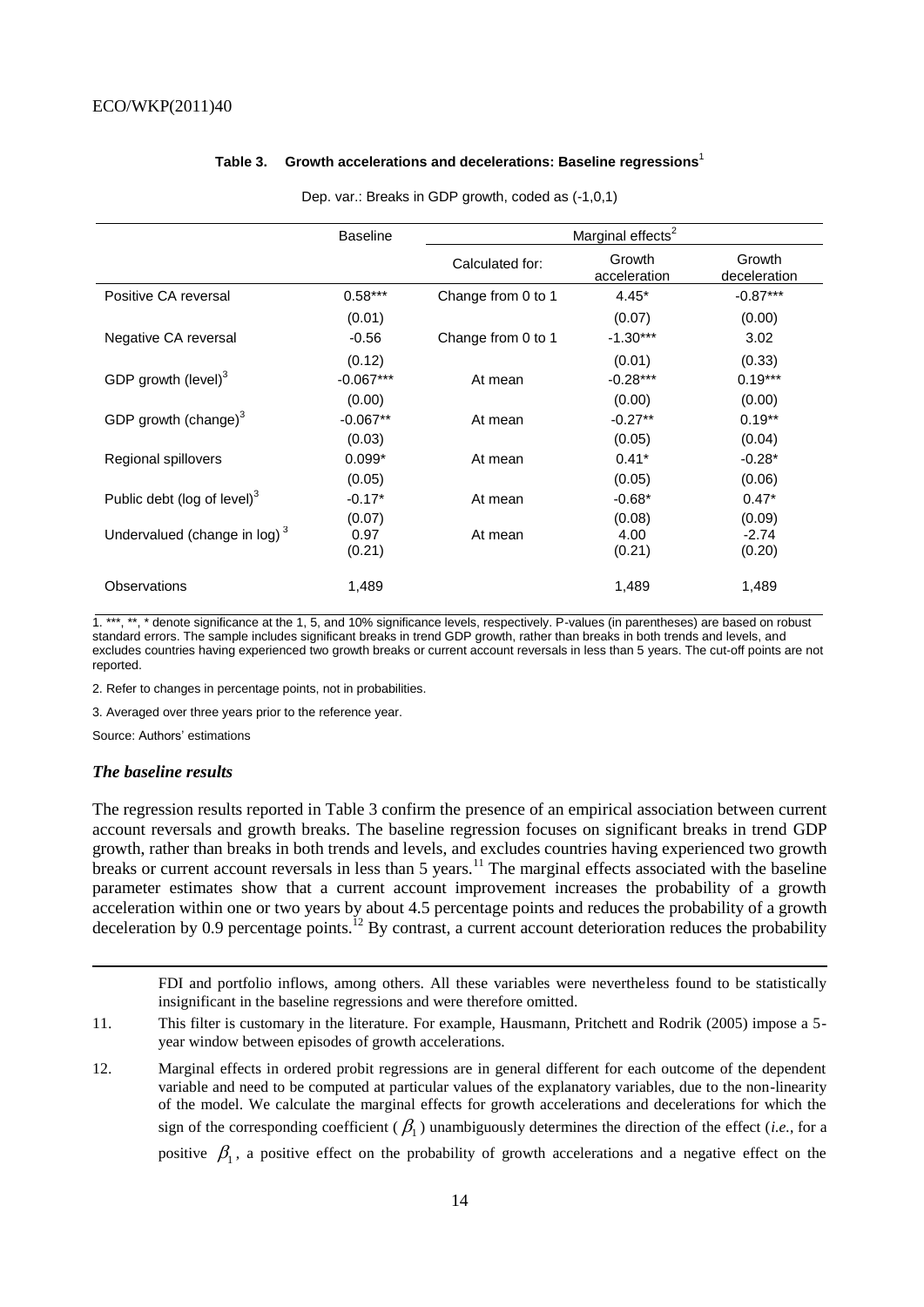**Table 3. Growth accelerations and decelerations: Baseline regressions**[1]

Dep. var.: Breaks in GDP growth, coded as (-1,0,1)

| | Baseline | Marginal effects[2] | | |
|---|---|---|---|---|
| | | Calculated for: | Growth acceleration | Growth deceleration |
| Positive CA reversal | 0.58*** | Change from 0 to 1 | 4.45* | -0.87*** |
| | (0.01) | | (0.07) | (0.00) |
| Negative CA reversal | -0.56 | Change from 0 to 1 | -1.30*** | 3.02 |
| | (0.12) | | (0.01) | (0.33) |
| GDP growth (level)[3] | -0.067*** | At mean | -0.28*** | 0.19*** |
| | (0.00) | | (0.00) | (0.00) |
| GDP growth (change)[3] | -0.067** | At mean | -0.27** | 0.19** |
| | (0.03) | | (0.05) | (0.04) |
| Regional spillovers | 0.099* | At mean | 0.41* | -0.28* |
| | (0.05) | | (0.05) | (0.06) |
| Public debt (log of level)[3] | -0.17* | At mean | -0.68* | 0.47* |
| | (0.07) | | (0.08) | (0.09) |
| Undervalued (change in log)[3] | 0.97 | At mean | 4.00 | -2.74 |
| | (0.21) | | (0.21) | (0.20) |
| Observations | 1,489 | | 1,489 | 1,489 |

1. ***, **, * denote significance at the 1, 5, and 10% significance levels, respectively. P-values (in parentheses) are based on robust standard errors. The sample includes significant breaks in trend GDP growth, rather than breaks in both trends and levels, and excludes countries having experienced two growth breaks or current account reversals in less than 5 years. The cut-off points are not reported.

2. Refer to changes in percentage points, not in probabilities.

3. Averaged over three years prior to the reference year.

Source: Authors' estimations

### *The baseline results*

The regression results reported in Table 3 confirm the presence of an empirical association between current account reversals and growth breaks. The baseline regression focuses on significant breaks in trend GDP growth, rather than breaks in both trends and levels, and excludes countries having experienced two growth breaks or current account reversals in less than 5 years.[11] The marginal effects associated with the baseline parameter estimates show that a current account improvement increases the probability of a growth acceleration within one or two years by about 4.5 percentage points and reduces the probability of a growth deceleration by 0.9 percentage points.[12] By contrast, a current account deterioration reduces the probability

---

FDI and portfolio inflows, among others. All these variables were nevertheless found to be statistically insignificant in the baseline regressions and were therefore omitted.

11. This filter is customary in the literature. For example, Hausmann, Pritchett and Rodrik (2005) impose a 5-year window between episodes of growth accelerations.

12. Marginal effects in ordered probit regressions are in general different for each outcome of the dependent variable and need to be computed at particular values of the explanatory variables, due to the non-linearity of the model. We calculate the marginal effects for growth accelerations and decelerations for which the sign of the corresponding coefficient ($\beta_1$) unambiguously determines the direction of the effect (*i.e.*, for a positive $\beta_1$, a positive effect on the probability of growth accelerations and a negative effect on the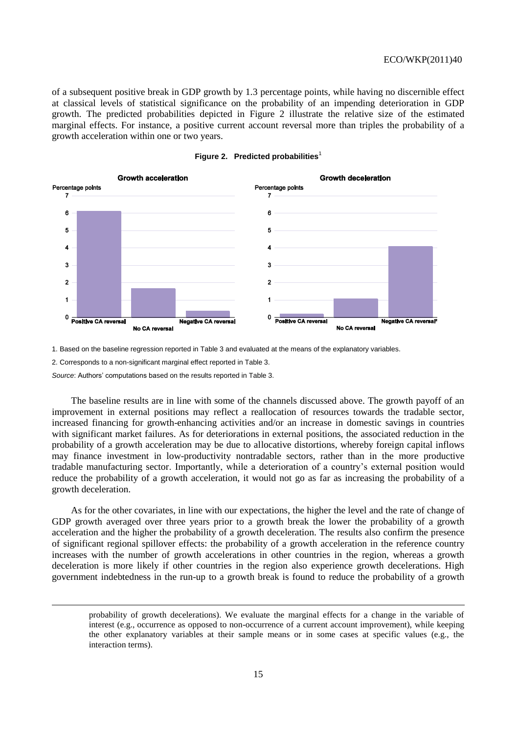of a subsequent positive break in GDP growth by 1.3 percentage points, while having no discernible effect at classical levels of statistical significance on the probability of an impending deterioration in GDP growth. The predicted probabilities depicted in Figure 2 illustrate the relative size of the estimated marginal effects. For instance, a positive current account reversal more than triples the probability of a growth acceleration within one or two years.

**Figure 2. Predicted probabilities**[1]

1. Based on the baseline regression reported in Table 3 and evaluated at the means of the explanatory variables.

2. Corresponds to a non-significant marginal effect reported in Table 3.

*Source*: Authors' computations based on the results reported in Table 3.

The baseline results are in line with some of the channels discussed above. The growth payoff of an improvement in external positions may reflect a reallocation of resources towards the tradable sector, increased financing for growth-enhancing activities and/or an increase in domestic savings in countries with significant market failures. As for deteriorations in external positions, the associated reduction in the probability of a growth acceleration may be due to allocative distortions, whereby foreign capital inflows may finance investment in low-productivity nontradable sectors, rather than in the more productive tradable manufacturing sector. Importantly, while a deterioration of a country's external position would reduce the probability of a growth acceleration, it would not go as far as increasing the probability of a growth deceleration.

As for the other covariates, in line with our expectations, the higher the level and the rate of change of GDP growth averaged over three years prior to a growth break the lower the probability of a growth acceleration and the higher the probability of a growth deceleration. The results also confirm the presence of significant regional spillover effects: the probability of a growth acceleration in the reference country increases with the number of growth accelerations in other countries in the region, whereas a growth deceleration is more likely if other countries in the region also experience growth decelerations. High government indebtedness in the run-up to a growth break is found to reduce the probability of a growth

probability of growth decelerations). We evaluate the marginal effects for a change in the variable of interest (e.g., occurrence as opposed to non-occurrence of a current account improvement), while keeping the other explanatory variables at their sample means or in some cases at specific values (e.g., the interaction terms).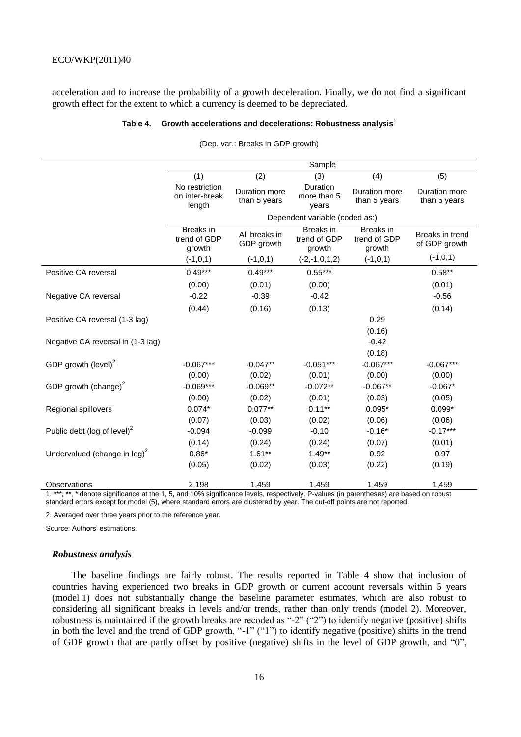acceleration and to increase the probability of a growth deceleration. Finally, we do not find a significant growth effect for the extent to which a currency is deemed to be depreciated.

**Table 4. Growth accelerations and decelerations: Robustness analysis**[1]

(Dep. var.: Breaks in GDP growth)

| | Sample | | | | |
|---|---|---|---|---|---|
| | (1) | (2) | (3) | (4) | (5) |
| | No restriction on inter-break length | Duration more than 5 years | Duration more than 5 years | Duration more than 5 years | Duration more than 5 years |
| | Dependent variable (coded as:) | | | | |
| | Breaks in trend of GDP growth | All breaks in GDP growth | Breaks in trend of GDP growth | Breaks in trend of GDP growth | Breaks in trend of GDP growth |
| | (-1,0,1) | (-1,0,1) | (-2,-1,0,1,2) | (-1,0,1) | (-1,0,1) |
| Positive CA reversal | 0.49*** | 0.49*** | 0.55*** | | 0.58** |
| | (0.00) | (0.01) | (0.00) | | (0.01) |
| Negative CA reversal | -0.22 | -0.39 | -0.42 | | -0.56 |
| | (0.44) | (0.16) | (0.13) | | (0.14) |
| Positive CA reversal (1-3 lag) | | | | 0.29 | |
| | | | | (0.16) | |
| Negative CA reversal in (1-3 lag) | | | | -0.42 | |
| | | | | (0.18) | |
| GDP growth (level)[2] | -0.067*** | -0.047** | -0.051*** | -0.067*** | -0.067*** |
| | (0.00) | (0.02) | (0.01) | (0.00) | (0.00) |
| GDP growth (change)[2] | -0.069*** | -0.069** | -0.072** | -0.067** | -0.067* |
| | (0.00) | (0.02) | (0.01) | (0.03) | (0.05) |
| Regional spillovers | 0.074* | 0.077** | 0.11** | 0.095* | 0.099* |
| | (0.07) | (0.03) | (0.02) | (0.06) | (0.06) |
| Public debt (log of level)[2] | -0.094 | -0.099 | -0.10 | -0.16* | -0.17*** |
| | (0.14) | (0.24) | (0.24) | (0.07) | (0.01) |
| Undervalued (change in log)[2] | 0.86* | 1.61** | 1.49** | 0.92 | 0.97 |
| | (0.05) | (0.02) | (0.03) | (0.22) | (0.19) |
| Observations | 2,198 | 1,459 | 1,459 | 1,459 | 1,459 |

1. ***, **, * denote significance at the 1, 5, and 10% significance levels, respectively. P-values (in parentheses) are based on robust standard errors except for model (5), where standard errors are clustered by year. The cut-off points are not reported.

2. Averaged over three years prior to the reference year.

Source: Authors' estimations.

### *Robustness analysis*

The baseline findings are fairly robust. The results reported in Table 4 show that inclusion of countries having experienced two breaks in GDP growth or current account reversals within 5 years (model 1) does not substantially change the baseline parameter estimates, which are also robust to considering all significant breaks in levels and/or trends, rather than only trends (model 2). Moreover, robustness is maintained if the growth breaks are recoded as "-2" ("2") to identify negative (positive) shifts in both the level and the trend of GDP growth, "-1" ("1") to identify negative (positive) shifts in the trend of GDP growth that are partly offset by positive (negative) shifts in the level of GDP growth, and "0",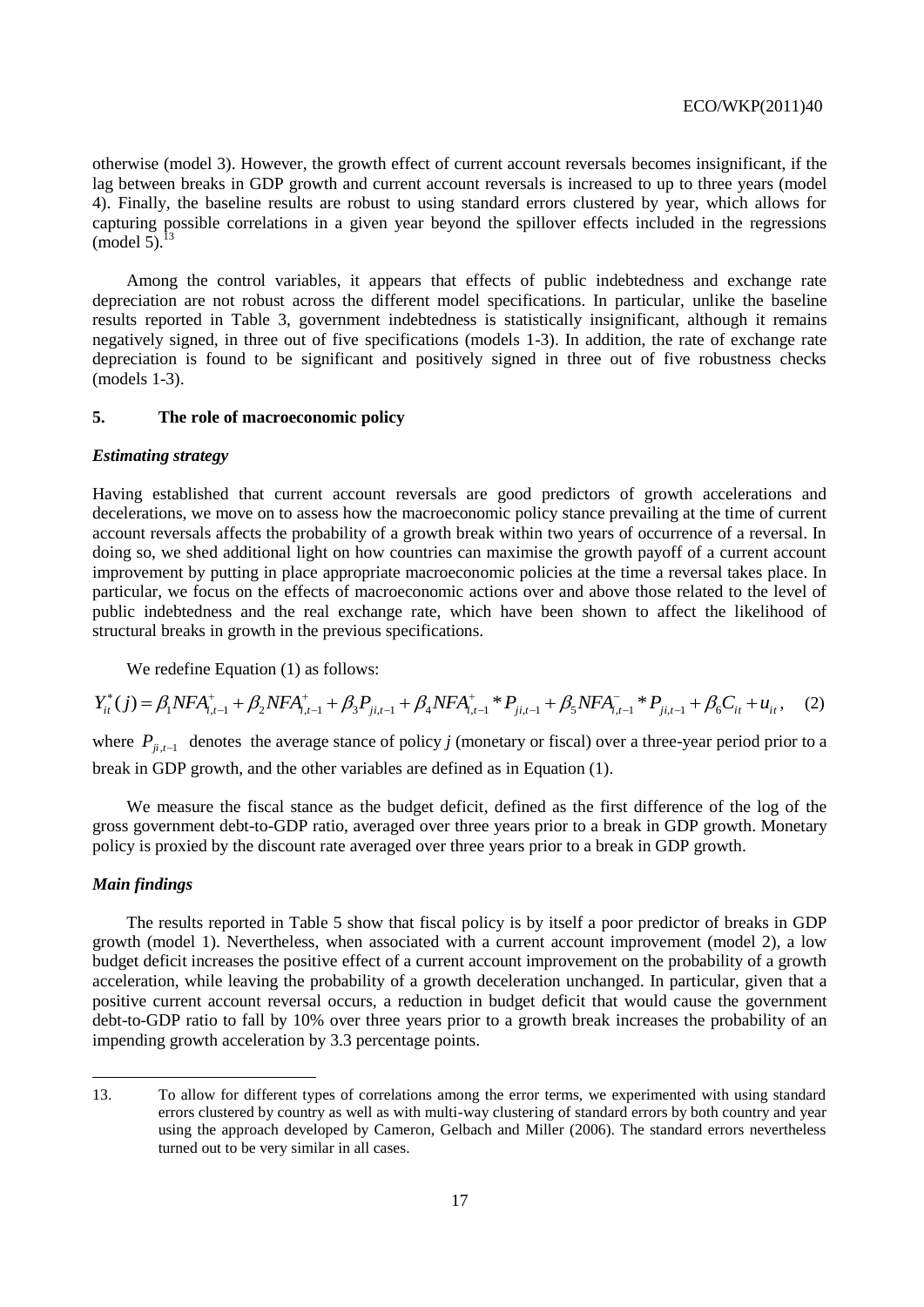otherwise (model 3). However, the growth effect of current account reversals becomes insignificant, if the lag between breaks in GDP growth and current account reversals is increased to up to three years (model 4). Finally, the baseline results are robust to using standard errors clustered by year, which allows for capturing possible correlations in a given year beyond the spillover effects included in the regressions (model 5).[13]

Among the control variables, it appears that effects of public indebtedness and exchange rate depreciation are not robust across the different model specifications. In particular, unlike the baseline results reported in Table 3, government indebtedness is statistically insignificant, although it remains negatively signed, in three out of five specifications (models 1-3). In addition, the rate of exchange rate depreciation is found to be significant and positively signed in three out of five robustness checks (models 1-3).

## 5. The role of macroeconomic policy

### *Estimating strategy*

Having established that current account reversals are good predictors of growth accelerations and decelerations, we move on to assess how the macroeconomic policy stance prevailing at the time of current account reversals affects the probability of a growth break within two years of occurrence of a reversal. In doing so, we shed additional light on how countries can maximise the growth payoff of a current account improvement by putting in place appropriate macroeconomic policies at the time a reversal takes place. In particular, we focus on the effects of macroeconomic actions over and above those related to the level of public indebtedness and the real exchange rate, which have been shown to affect the likelihood of structural breaks in growth in the previous specifications.

We redefine Equation (1) as follows:

$$Y_{it}^{*}(j) = \beta_1 NFA_{i,t-1}^{+} + \beta_2 NFA_{i,t-1}^{+} + \beta_3 P_{ji,t-1} + \beta_4 NFA_{i,t-1}^{+} * P_{ji,t-1} + \beta_5 NFA_{i,t-1}^{-} * P_{ji,t-1} + \beta_6 C_{it} + u_{it}, \quad (2)$$

where $P_{ji,t-1}$ denotes the average stance of policy *j* (monetary or fiscal) over a three-year period prior to a break in GDP growth, and the other variables are defined as in Equation (1).

We measure the fiscal stance as the budget deficit, defined as the first difference of the log of the gross government debt-to-GDP ratio, averaged over three years prior to a break in GDP growth. Monetary policy is proxied by the discount rate averaged over three years prior to a break in GDP growth.

### *Main findings*

The results reported in Table 5 show that fiscal policy is by itself a poor predictor of breaks in GDP growth (model 1). Nevertheless, when associated with a current account improvement (model 2), a low budget deficit increases the positive effect of a current account improvement on the probability of a growth acceleration, while leaving the probability of a growth deceleration unchanged. In particular, given that a positive current account reversal occurs, a reduction in budget deficit that would cause the government debt-to-GDP ratio to fall by 10% over three years prior to a growth break increases the probability of an impending growth acceleration by 3.3 percentage points.

---

13. To allow for different types of correlations among the error terms, we experimented with using standard errors clustered by country as well as with multi-way clustering of standard errors by both country and year using the approach developed by Cameron, Gelbach and Miller (2006). The standard errors nevertheless turned out to be very similar in all cases.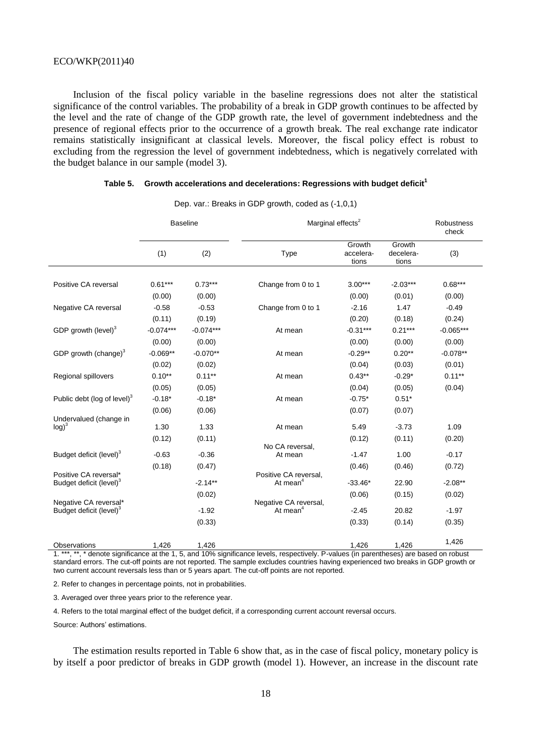Inclusion of the fiscal policy variable in the baseline regressions does not alter the statistical significance of the control variables. The probability of a break in GDP growth continues to be affected by the level and the rate of change of the GDP growth rate, the level of government indebtedness and the presence of regional effects prior to the occurrence of a growth break. The real exchange rate indicator remains statistically insignificant at classical levels. Moreover, the fiscal policy effect is robust to excluding from the regression the level of government indebtedness, which is negatively correlated with the budget balance in our sample (model 3).

**Table 5. Growth accelerations and decelerations: Regressions with budget deficit[1]**

Dep. var.: Breaks in GDP growth, coded as (-1,0,1)

| | Baseline | | Marginal effects[2] | | | Robustness check |
|---|---|---|---|---|---|---|
| | (1) | (2) | Type | Growth accelerations | Growth decelerations | (3) |
| Positive CA reversal | 0.61*** | 0.73*** | Change from 0 to 1 | 3.00*** | -2.03*** | 0.68*** |
| | (0.00) | (0.00) | | (0.00) | (0.01) | (0.00) |
| Negative CA reversal | -0.58 | -0.53 | Change from 0 to 1 | -2.16 | 1.47 | -0.49 |
| | (0.11) | (0.19) | | (0.20) | (0.18) | (0.24) |
| GDP growth (level)[3] | -0.074*** | -0.074*** | At mean | -0.31*** | 0.21*** | -0.065*** |
| | (0.00) | (0.00) | | (0.00) | (0.00) | (0.00) |
| GDP growth (change)[3] | -0.069** | -0.070** | At mean | -0.29** | 0.20** | -0.078** |
| | (0.02) | (0.02) | | (0.04) | (0.03) | (0.01) |
| Regional spillovers | 0.10** | 0.11** | At mean | 0.43** | -0.29* | 0.11** |
| | (0.05) | (0.05) | | (0.04) | (0.05) | (0.04) |
| Public debt (log of level)[3] | -0.18* | -0.18* | At mean | -0.75* | 0.51* | |
| | (0.06) | (0.06) | | (0.07) | (0.07) | |
| Undervalued (change in log)[3] | 1.30 | 1.33 | At mean | 5.49 | -3.73 | 1.09 |
| | (0.12) | (0.11) | | (0.12) | (0.11) | (0.20) |
| Budget deficit (level)[3] | -0.63 | -0.36 | No CA reversal, At mean | -1.47 | 1.00 | -0.17 |
| | (0.18) | (0.47) | | (0.46) | (0.46) | (0.72) |
| Positive CA reversal* Budget deficit (level)[3] | | -2.14** | Positive CA reversal, At mean[4] | -33.46* | 22.90 | -2.08** |
| | | (0.02) | | (0.06) | (0.15) | (0.02) |
| Negative CA reversal* Budget deficit (level)[3] | | -1.92 | Negative CA reversal, At mean[4] | -2.45 | 20.82 | -1.97 |
| | | (0.33) | | (0.33) | (0.14) | (0.35) |
| Observations | 1,426 | 1,426 | | 1,426 | 1,426 | 1,426 |

1. ***, **, * denote significance at the 1, 5, and 10% significance levels, respectively. P-values (in parentheses) are based on robust standard errors. The cut-off points are not reported. The sample excludes countries having experienced two breaks in GDP growth or two current account reversals less than or 5 years apart. The cut-off points are not reported.

2. Refer to changes in percentage points, not in probabilities.

3. Averaged over three years prior to the reference year.

4. Refers to the total marginal effect of the budget deficit, if a corresponding current account reversal occurs.

Source: Authors' estimations.

The estimation results reported in Table 6 show that, as in the case of fiscal policy, monetary policy is by itself a poor predictor of breaks in GDP growth (model 1). However, an increase in the discount rate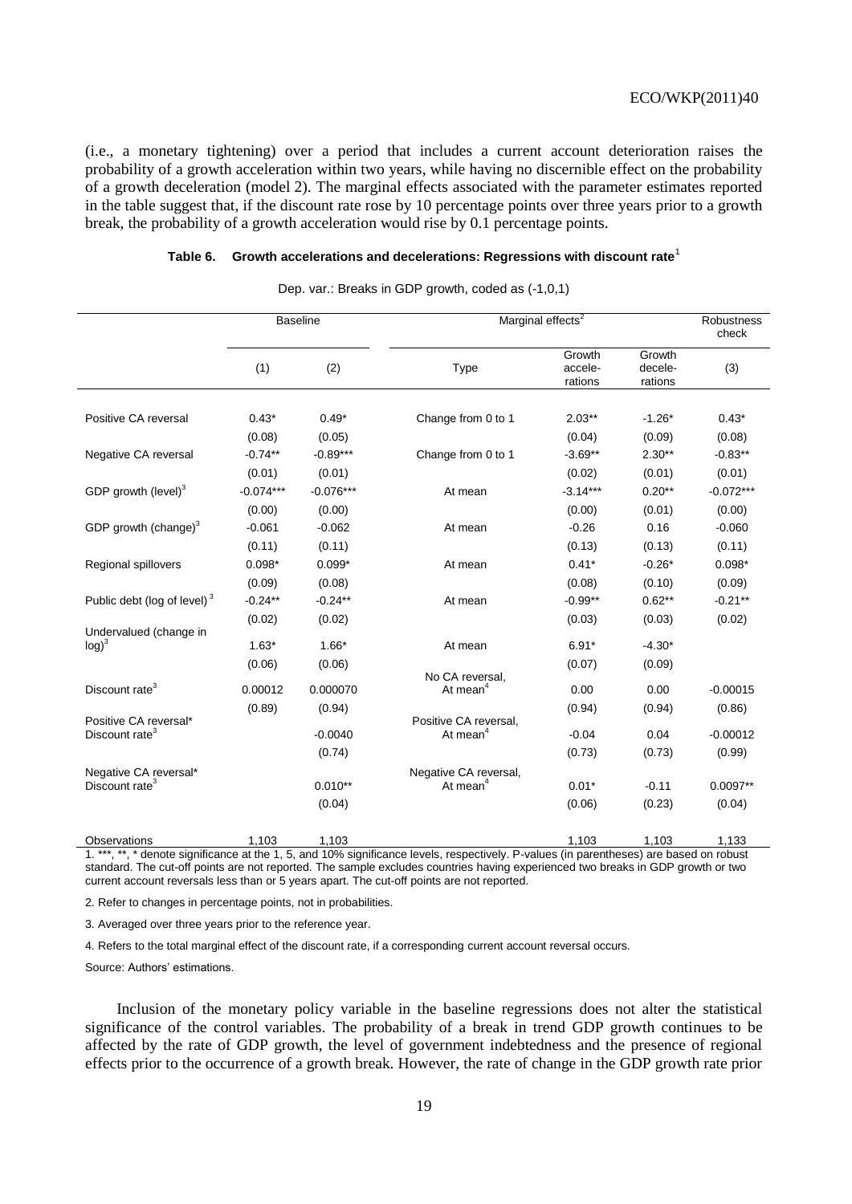(i.e., a monetary tightening) over a period that includes a current account deterioration raises the probability of a growth acceleration within two years, while having no discernible effect on the probability of a growth deceleration (model 2). The marginal effects associated with the parameter estimates reported in the table suggest that, if the discount rate rose by 10 percentage points over three years prior to a growth break, the probability of a growth acceleration would rise by 0.1 percentage points.

**Table 6. Growth accelerations and decelerations: Regressions with discount rate**[1]

Dep. var.: Breaks in GDP growth, coded as (-1,0,1)

| | Baseline | | Marginal effects[2] | | | Robustness check |
|---|---|---|---|---|---|---|
| | (1) | (2) | Type | Growth accele-rations | Growth decele-rations | (3) |
| Positive CA reversal | 0.43* | 0.49* | Change from 0 to 1 | 2.03** | -1.26* | 0.43* |
| | (0.08) | (0.05) | | (0.04) | (0.09) | (0.08) |
| Negative CA reversal | -0.74** | -0.89*** | Change from 0 to 1 | -3.69** | 2.30** | -0.83** |
| | (0.01) | (0.01) | | (0.02) | (0.01) | (0.01) |
| GDP growth (level)[3] | -0.074*** | -0.076*** | At mean | -3.14*** | 0.20** | -0.072*** |
| | (0.00) | (0.00) | | (0.00) | (0.01) | (0.00) |
| GDP growth (change)[3] | -0.061 | -0.062 | At mean | -0.26 | 0.16 | -0.060 |
| | (0.11) | (0.11) | | (0.13) | (0.13) | (0.11) |
| Regional spillovers | 0.098* | 0.099* | At mean | 0.41* | -0.26* | 0.098* |
| | (0.09) | (0.08) | | (0.08) | (0.10) | (0.09) |
| Public debt (log of level)[3] | -0.24** | -0.24** | At mean | -0.99** | 0.62** | -0.21** |
| | (0.02) | (0.02) | | (0.03) | (0.03) | (0.02) |
| Undervalued (change in log)[3] | 1.63* | 1.66* | At mean | 6.91* | -4.30* | |
| | (0.06) | (0.06) | | (0.07) | (0.09) | |
| Discount rate[3] | 0.00012 | 0.000070 | No CA reversal, At mean[4] | 0.00 | 0.00 | -0.00015 |
| | (0.89) | (0.94) | | (0.94) | (0.94) | (0.86) |
| Positive CA reversal* Discount rate[3] | | -0.0040 | Positive CA reversal, At mean[4] | -0.04 | 0.04 | -0.00012 |
| | | (0.74) | | (0.73) | (0.73) | (0.99) |
| Negative CA reversal* Discount rate[3] | | 0.010** | Negative CA reversal, At mean[4] | 0.01* | -0.11 | 0.0097** |
| | | (0.04) | | (0.06) | (0.23) | (0.04) |
| Observations | 1,103 | 1,103 | | 1,103 | 1,103 | 1,133 |

1. ***, **, * denote significance at the 1, 5, and 10% significance levels, respectively. P-values (in parentheses) are based on robust standard. The cut-off points are not reported. The sample excludes countries having experienced two breaks in GDP growth or two current account reversals less than or 5 years apart. The cut-off points are not reported.

2. Refer to changes in percentage points, not in probabilities.

3. Averaged over three years prior to the reference year.

4. Refers to the total marginal effect of the discount rate, if a corresponding current account reversal occurs.

Source: Authors' estimations.

Inclusion of the monetary policy variable in the baseline regressions does not alter the statistical significance of the control variables. The probability of a break in trend GDP growth continues to be affected by the rate of GDP growth, the level of government indebtedness and the presence of regional effects prior to the occurrence of a growth break. However, the rate of change in the GDP growth rate prior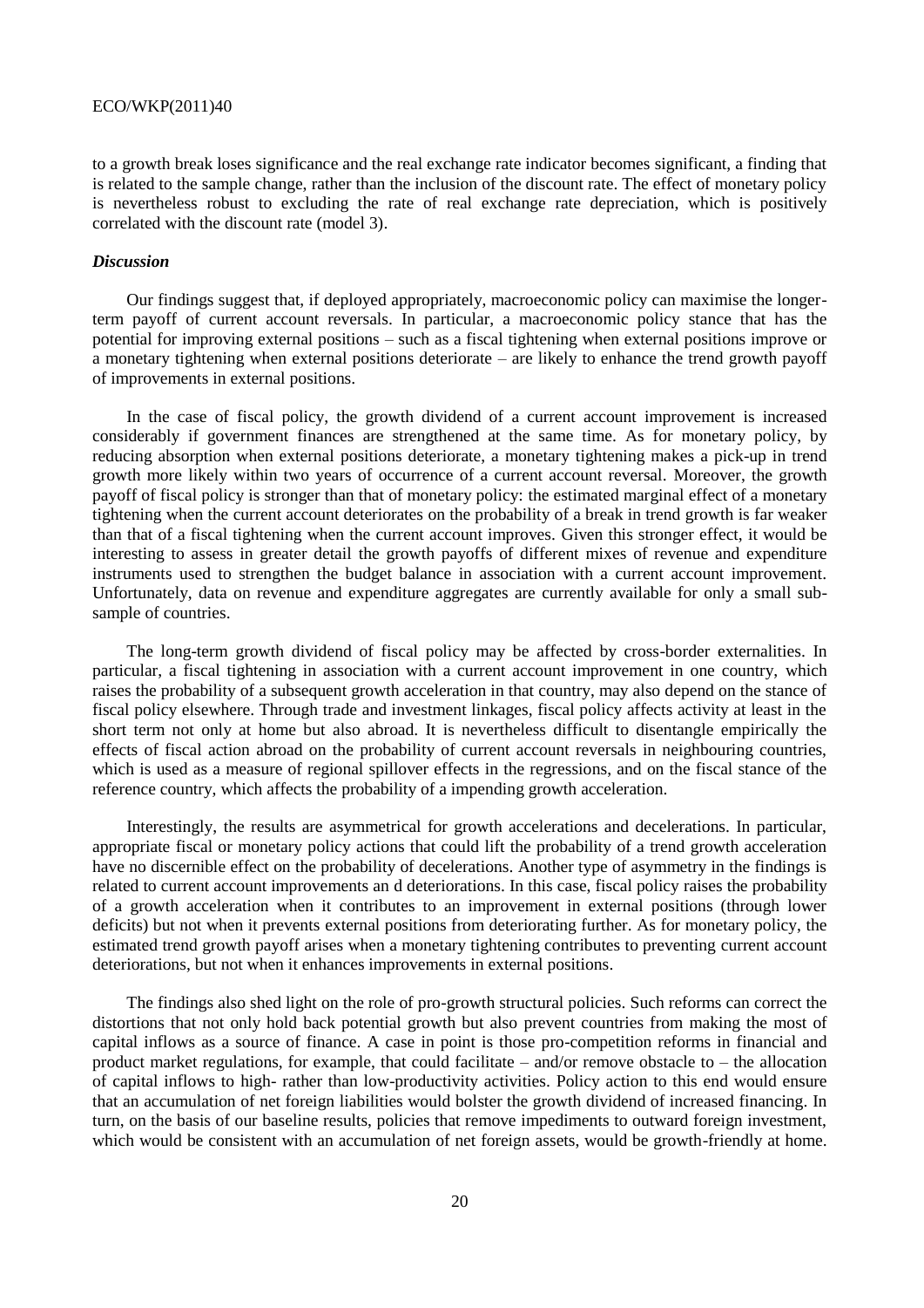to a growth break loses significance and the real exchange rate indicator becomes significant, a finding that is related to the sample change, rather than the inclusion of the discount rate. The effect of monetary policy is nevertheless robust to excluding the rate of real exchange rate depreciation, which is positively correlated with the discount rate (model 3).

***Discussion***

Our findings suggest that, if deployed appropriately, macroeconomic policy can maximise the longer-term payoff of current account reversals. In particular, a macroeconomic policy stance that has the potential for improving external positions – such as a fiscal tightening when external positions improve or a monetary tightening when external positions deteriorate – are likely to enhance the trend growth payoff of improvements in external positions.

In the case of fiscal policy, the growth dividend of a current account improvement is increased considerably if government finances are strengthened at the same time. As for monetary policy, by reducing absorption when external positions deteriorate, a monetary tightening makes a pick-up in trend growth more likely within two years of occurrence of a current account reversal. Moreover, the growth payoff of fiscal policy is stronger than that of monetary policy: the estimated marginal effect of a monetary tightening when the current account deteriorates on the probability of a break in trend growth is far weaker than that of a fiscal tightening when the current account improves. Given this stronger effect, it would be interesting to assess in greater detail the growth payoffs of different mixes of revenue and expenditure instruments used to strengthen the budget balance in association with a current account improvement. Unfortunately, data on revenue and expenditure aggregates are currently available for only a small sub-sample of countries.

The long-term growth dividend of fiscal policy may be affected by cross-border externalities. In particular, a fiscal tightening in association with a current account improvement in one country, which raises the probability of a subsequent growth acceleration in that country, may also depend on the stance of fiscal policy elsewhere. Through trade and investment linkages, fiscal policy affects activity at least in the short term not only at home but also abroad. It is nevertheless difficult to disentangle empirically the effects of fiscal action abroad on the probability of current account reversals in neighbouring countries, which is used as a measure of regional spillover effects in the regressions, and on the fiscal stance of the reference country, which affects the probability of a impending growth acceleration.

Interestingly, the results are asymmetrical for growth accelerations and decelerations. In particular, appropriate fiscal or monetary policy actions that could lift the probability of a trend growth acceleration have no discernible effect on the probability of decelerations. Another type of asymmetry in the findings is related to current account improvements an d deteriorations. In this case, fiscal policy raises the probability of a growth acceleration when it contributes to an improvement in external positions (through lower deficits) but not when it prevents external positions from deteriorating further. As for monetary policy, the estimated trend growth payoff arises when a monetary tightening contributes to preventing current account deteriorations, but not when it enhances improvements in external positions.

The findings also shed light on the role of pro-growth structural policies. Such reforms can correct the distortions that not only hold back potential growth but also prevent countries from making the most of capital inflows as a source of finance. A case in point is those pro-competition reforms in financial and product market regulations, for example, that could facilitate – and/or remove obstacle to – the allocation of capital inflows to high- rather than low-productivity activities. Policy action to this end would ensure that an accumulation of net foreign liabilities would bolster the growth dividend of increased financing. In turn, on the basis of our baseline results, policies that remove impediments to outward foreign investment, which would be consistent with an accumulation of net foreign assets, would be growth-friendly at home.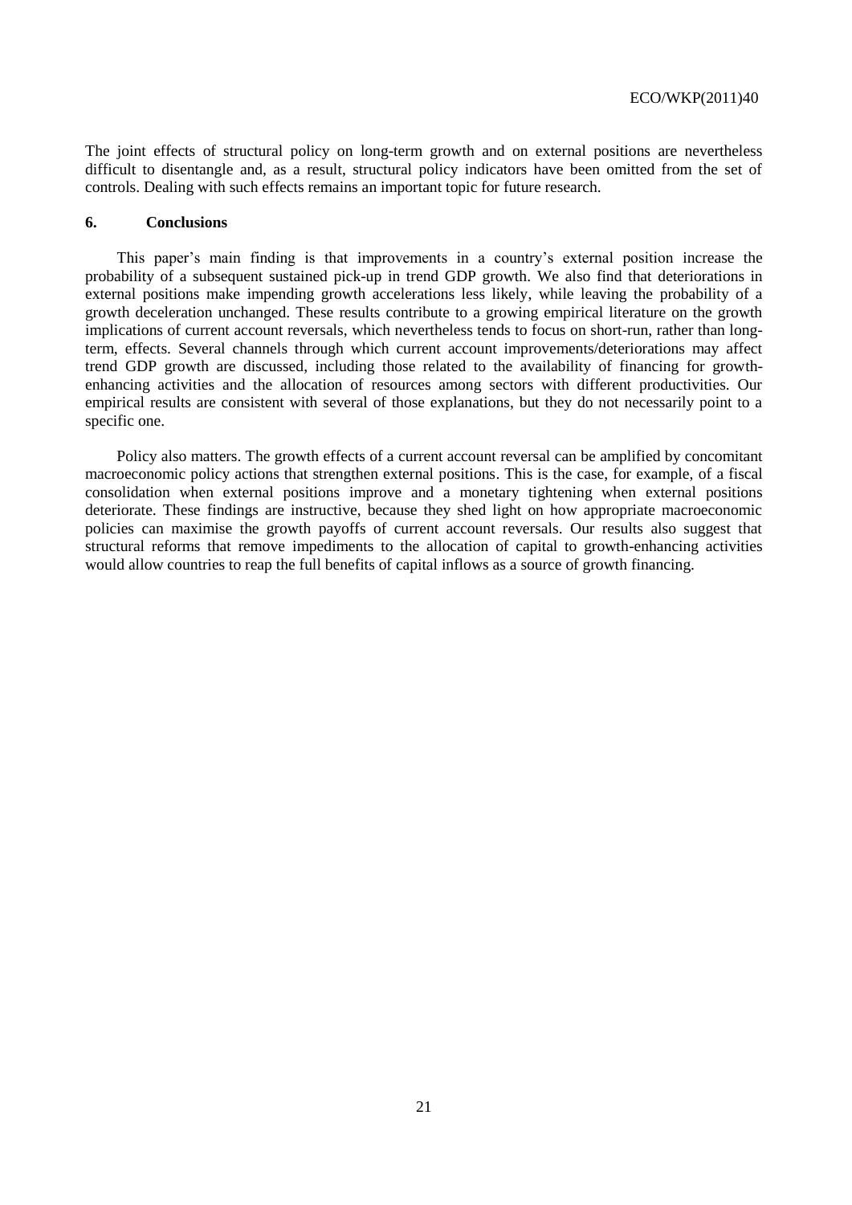The joint effects of structural policy on long-term growth and on external positions are nevertheless difficult to disentangle and, as a result, structural policy indicators have been omitted from the set of controls. Dealing with such effects remains an important topic for future research.

## 6. Conclusions

This paper's main finding is that improvements in a country's external position increase the probability of a subsequent sustained pick-up in trend GDP growth. We also find that deteriorations in external positions make impending growth accelerations less likely, while leaving the probability of a growth deceleration unchanged. These results contribute to a growing empirical literature on the growth implications of current account reversals, which nevertheless tends to focus on short-run, rather than long-term, effects. Several channels through which current account improvements/deteriorations may affect trend GDP growth are discussed, including those related to the availability of financing for growth-enhancing activities and the allocation of resources among sectors with different productivities. Our empirical results are consistent with several of those explanations, but they do not necessarily point to a specific one.

Policy also matters. The growth effects of a current account reversal can be amplified by concomitant macroeconomic policy actions that strengthen external positions. This is the case, for example, of a fiscal consolidation when external positions improve and a monetary tightening when external positions deteriorate. These findings are instructive, because they shed light on how appropriate macroeconomic policies can maximise the growth payoffs of current account reversals. Our results also suggest that structural reforms that remove impediments to the allocation of capital to growth-enhancing activities would allow countries to reap the full benefits of capital inflows as a source of growth financing.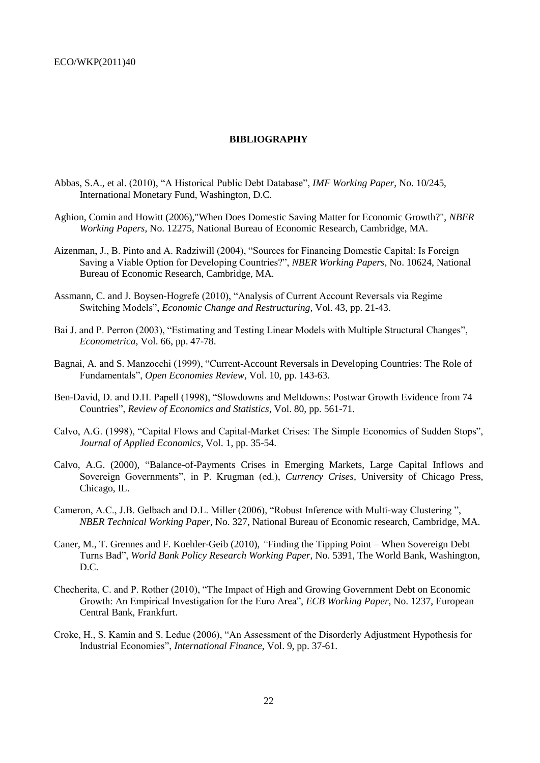**BIBLIOGRAPHY**

Abbas, S.A., et al. (2010), "A Historical Public Debt Database", *IMF Working Paper*, No. 10/245, International Monetary Fund, Washington, D.C.

Aghion, Comin and Howitt (2006),"When Does Domestic Saving Matter for Economic Growth?", *NBER Working Papers*, No. 12275, National Bureau of Economic Research, Cambridge, MA.

Aizenman, J., B. Pinto and A. Radziwill (2004), "Sources for Financing Domestic Capital: Is Foreign Saving a Viable Option for Developing Countries?", *NBER Working Papers*, No. 10624, National Bureau of Economic Research, Cambridge, MA.

Assmann, C. and J. Boysen-Hogrefe (2010), "Analysis of Current Account Reversals via Regime Switching Models", *Economic Change and Restructuring*, Vol. 43, pp. 21-43.

Bai J. and P. Perron (2003), "Estimating and Testing Linear Models with Multiple Structural Changes", *Econometrica*, Vol. 66, pp. 47-78.

Bagnai, A. and S. Manzocchi (1999), "Current-Account Reversals in Developing Countries: The Role of Fundamentals", *Open Economies Review*, Vol. 10, pp. 143-63.

Ben-David, D. and D.H. Papell (1998), "Slowdowns and Meltdowns: Postwar Growth Evidence from 74 Countries", *Review of Economics and Statistics*, Vol. 80, pp. 561-71.

Calvo, A.G. (1998), "Capital Flows and Capital-Market Crises: The Simple Economics of Sudden Stops", *Journal of Applied Economics*, Vol. 1, pp. 35-54.

Calvo, A.G. (2000), "Balance-of-Payments Crises in Emerging Markets, Large Capital Inflows and Sovereign Governments", in P. Krugman (ed.), *Currency Crises*, University of Chicago Press, Chicago, IL.

Cameron, A.C., J.B. Gelbach and D.L. Miller (2006), "Robust Inference with Multi-way Clustering ", *NBER Technical Working Paper*, No. 327, National Bureau of Economic research, Cambridge, MA.

Caner, M., T. Grennes and F. Koehler-Geib (2010), *"*Finding the Tipping Point – When Sovereign Debt Turns Bad", *World Bank Policy Research Working Paper*, No. 5391, The World Bank, Washington, D.C.

Checherita, C. and P. Rother (2010), "The Impact of High and Growing Government Debt on Economic Growth: An Empirical Investigation for the Euro Area", *ECB Working Paper*, No. 1237, European Central Bank, Frankfurt.

Croke, H., S. Kamin and S. Leduc (2006), "An Assessment of the Disorderly Adjustment Hypothesis for Industrial Economies", *International Finance*, Vol. 9, pp. 37-61.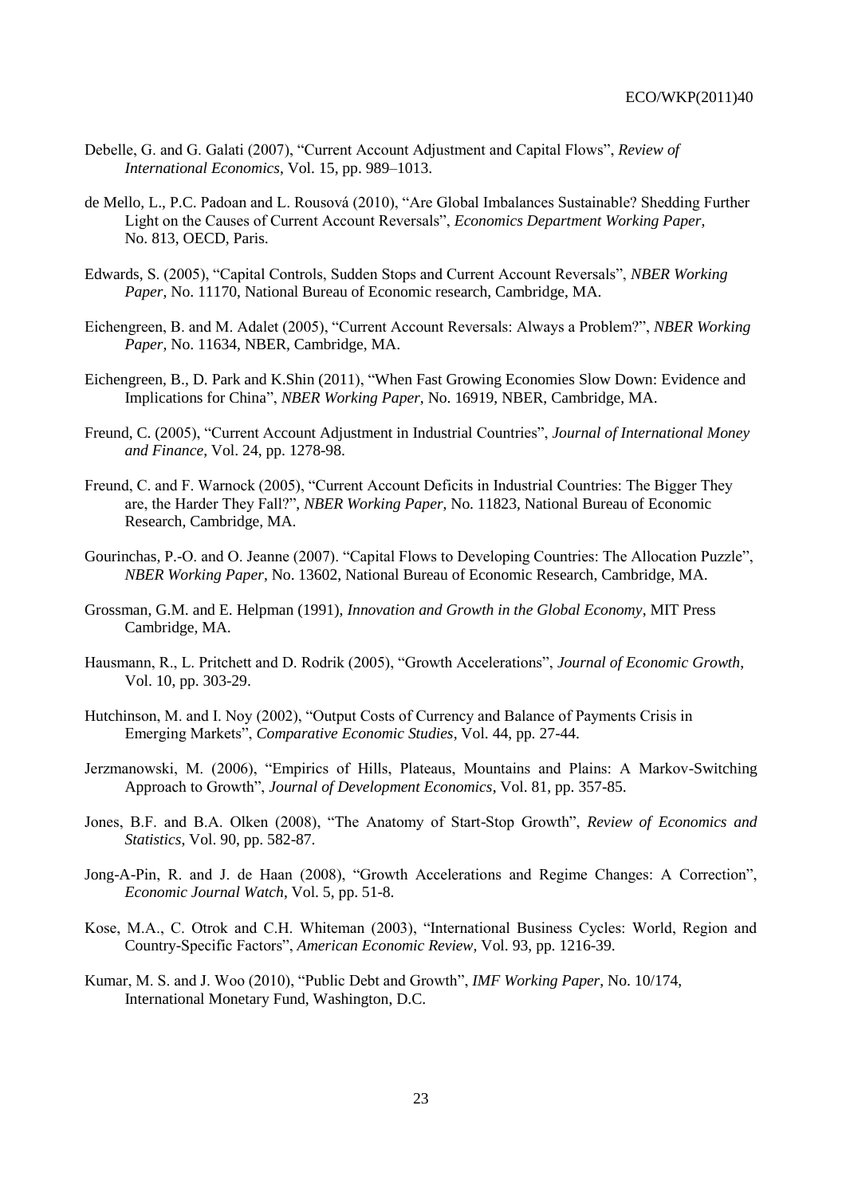Debelle, G. and G. Galati (2007), "Current Account Adjustment and Capital Flows", *Review of International Economics*, Vol. 15, pp. 989–1013.

de Mello, L., P.C. Padoan and L. Rousová (2010), "Are Global Imbalances Sustainable? Shedding Further Light on the Causes of Current Account Reversals", *Economics Department Working Paper*, No. 813, OECD, Paris.

Edwards, S. (2005), "Capital Controls, Sudden Stops and Current Account Reversals", *NBER Working Paper*, No. 11170, National Bureau of Economic research, Cambridge, MA.

Eichengreen, B. and M. Adalet (2005), "Current Account Reversals: Always a Problem?", *NBER Working Paper*, No. 11634, NBER, Cambridge, MA.

Eichengreen, B., D. Park and K.Shin (2011), "When Fast Growing Economies Slow Down: Evidence and Implications for China", *NBER Working Paper*, No. 16919, NBER, Cambridge, MA.

Freund, C. (2005), "Current Account Adjustment in Industrial Countries", *Journal of International Money and Finance*, Vol. 24, pp. 1278-98.

Freund, C. and F. Warnock (2005), "Current Account Deficits in Industrial Countries: The Bigger They are, the Harder They Fall?", *NBER Working Paper*, No. 11823, National Bureau of Economic Research, Cambridge, MA.

Gourinchas, P.-O. and O. Jeanne (2007). "Capital Flows to Developing Countries: The Allocation Puzzle", *NBER Working Paper*, No. 13602, National Bureau of Economic Research, Cambridge, MA.

Grossman, G.M. and E. Helpman (1991), *Innovation and Growth in the Global Economy*, MIT Press Cambridge, MA.

Hausmann, R., L. Pritchett and D. Rodrik (2005), "Growth Accelerations", *Journal of Economic Growth*, Vol. 10, pp. 303-29.

Hutchinson, M. and I. Noy (2002), "Output Costs of Currency and Balance of Payments Crisis in Emerging Markets", *Comparative Economic Studies*, Vol. 44, pp. 27-44.

Jerzmanowski, M. (2006), "Empirics of Hills, Plateaus, Mountains and Plains: A Markov-Switching Approach to Growth", *Journal of Development Economics*, Vol. 81, pp. 357-85.

Jones, B.F. and B.A. Olken (2008), "The Anatomy of Start-Stop Growth", *Review of Economics and Statistics*, Vol. 90, pp. 582-87.

Jong-A-Pin, R. and J. de Haan (2008), "Growth Accelerations and Regime Changes: A Correction", *Economic Journal Watch*, Vol. 5, pp. 51-8.

Kose, M.A., C. Otrok and C.H. Whiteman (2003), "International Business Cycles: World, Region and Country-Specific Factors", *American Economic Review*, Vol. 93, pp. 1216-39.

Kumar, M. S. and J. Woo (2010), "Public Debt and Growth", *IMF Working Paper*, No. 10/174, International Monetary Fund, Washington, D.C.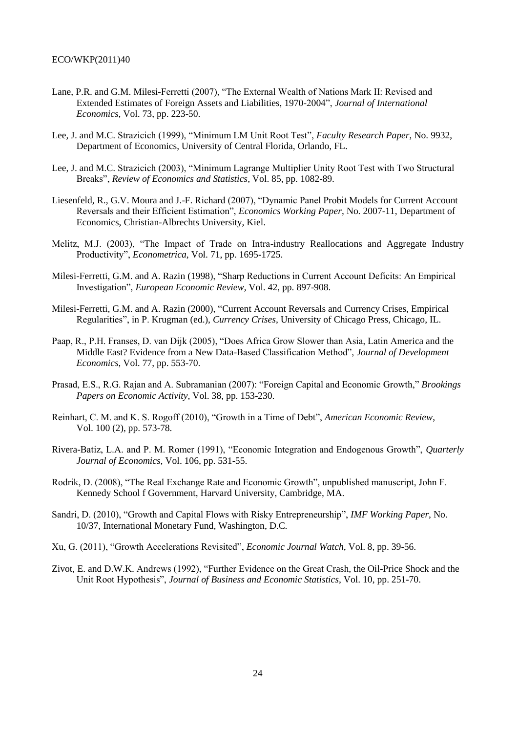Lane, P.R. and G.M. Milesi-Ferretti (2007), "The External Wealth of Nations Mark II: Revised and Extended Estimates of Foreign Assets and Liabilities, 1970-2004", *Journal of International Economics*, Vol. 73, pp. 223-50.

Lee, J. and M.C. Strazicich (1999), "Minimum LM Unit Root Test", *Faculty Research Paper*, No. 9932, Department of Economics, University of Central Florida, Orlando, FL.

Lee, J. and M.C. Strazicich (2003), "Minimum Lagrange Multiplier Unity Root Test with Two Structural Breaks", *Review of Economics and Statistics*, Vol. 85, pp. 1082-89.

Liesenfeld, R., G.V. Moura and J.-F. Richard (2007), "Dynamic Panel Probit Models for Current Account Reversals and their Efficient Estimation", *Economics Working Paper*, No. 2007-11, Department of Economics, Christian-Albrechts University, Kiel.

Melitz, M.J. (2003), "The Impact of Trade on Intra-industry Reallocations and Aggregate Industry Productivity", *Econometrica*, Vol. 71, pp. 1695-1725.

Milesi-Ferretti, G.M. and A. Razin (1998), "Sharp Reductions in Current Account Deficits: An Empirical Investigation", *European Economic Review*, Vol. 42, pp. 897-908.

Milesi-Ferretti, G.M. and A. Razin (2000), "Current Account Reversals and Currency Crises, Empirical Regularities", in P. Krugman (ed.), *Currency Crises*, University of Chicago Press, Chicago, IL.

Paap, R., P.H. Franses, D. van Dijk (2005), "Does Africa Grow Slower than Asia, Latin America and the Middle East? Evidence from a New Data-Based Classification Method", *Journal of Development Economics*, Vol. 77, pp. 553-70.

Prasad, E.S., R.G. Rajan and A. Subramanian (2007): "Foreign Capital and Economic Growth," *Brookings Papers on Economic Activity*, Vol. 38, pp. 153-230.

Reinhart, C. M. and K. S. Rogoff (2010), "Growth in a Time of Debt", *American Economic Review*, Vol. 100 (2), pp. 573-78.

Rivera-Batiz, L.A. and P. M. Romer (1991), "Economic Integration and Endogenous Growth", *Quarterly Journal of Economics*, Vol. 106, pp. 531-55.

Rodrik, D. (2008), "The Real Exchange Rate and Economic Growth", unpublished manuscript, John F. Kennedy School f Government, Harvard University, Cambridge, MA.

Sandri, D. (2010), "Growth and Capital Flows with Risky Entrepreneurship", *IMF Working Paper*, No. 10/37, International Monetary Fund, Washington, D.C.

Xu, G. (2011), "Growth Accelerations Revisited", *Economic Journal Watch*, Vol. 8, pp. 39-56.

Zivot, E. and D.W.K. Andrews (1992), "Further Evidence on the Great Crash, the Oil-Price Shock and the Unit Root Hypothesis", *Journal of Business and Economic Statistics*, Vol. 10, pp. 251-70.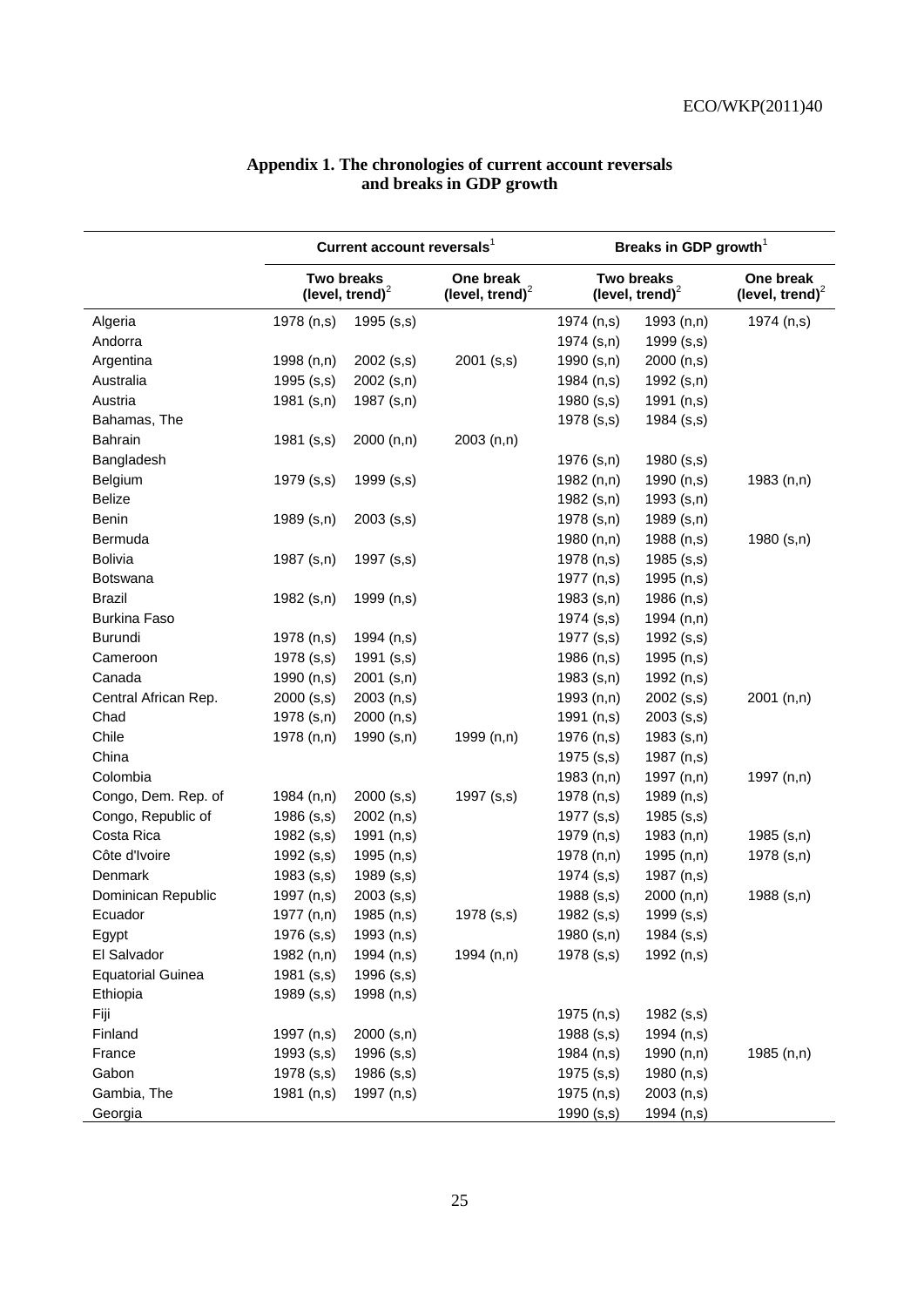## Appendix 1. The chronologies of current account reversals and breaks in GDP growth

| | Current account reversals[1] | | | Breaks in GDP growth[1] | | |
|---|---|---|---|---|---|---|
| | Two breaks (level, trend)[2] | | One break (level, trend)[2] | Two breaks (level, trend)[2] | | One break (level, trend)[2] |
| Algeria | 1978 (n,s) | 1995 (s,s) | | 1974 (n,s) | 1993 (n,n) | 1974 (n,s) |
| Andorra | | | | 1974 (s,n) | 1999 (s,s) | |
| Argentina | 1998 (n,n) | 2002 (s,s) | 2001 (s,s) | 1990 (s,n) | 2000 (n,s) | |
| Australia | 1995 (s,s) | 2002 (s,n) | | 1984 (n,s) | 1992 (s,n) | |
| Austria | 1981 (s,n) | 1987 (s,n) | | 1980 (s,s) | 1991 (n,s) | |
| Bahamas, The | | | | 1978 (s,s) | 1984 (s,s) | |
| Bahrain | 1981 (s,s) | 2000 (n,n) | 2003 (n,n) | | | |
| Bangladesh | | | | 1976 (s,n) | 1980 (s,s) | |
| Belgium | 1979 (s,s) | 1999 (s,s) | | 1982 (n,n) | 1990 (n,s) | 1983 (n,n) |
| Belize | | | | 1982 (s,n) | 1993 (s,n) | |
| Benin | 1989 (s,n) | 2003 (s,s) | | 1978 (s,n) | 1989 (s,n) | |
| Bermuda | | | | 1980 (n,n) | 1988 (n,s) | 1980 (s,n) |
| Bolivia | 1987 (s,n) | 1997 (s,s) | | 1978 (n,s) | 1985 (s,s) | |
| Botswana | | | | 1977 (n,s) | 1995 (n,s) | |
| Brazil | 1982 (s,n) | 1999 (n,s) | | 1983 (s,n) | 1986 (n,s) | |
| Burkina Faso | | | | 1974 (s,s) | 1994 (n,n) | |
| Burundi | 1978 (n,s) | 1994 (n,s) | | 1977 (s,s) | 1992 (s,s) | |
| Cameroon | 1978 (s,s) | 1991 (s,s) | | 1986 (n,s) | 1995 (n,s) | |
| Canada | 1990 (n,s) | 2001 (s,n) | | 1983 (s,n) | 1992 (n,s) | |
| Central African Rep. | 2000 (s,s) | 2003 (n,s) | | 1993 (n,n) | 2002 (s,s) | 2001 (n,n) |
| Chad | 1978 (s,n) | 2000 (n,s) | | 1991 (n,s) | 2003 (s,s) | |
| Chile | 1978 (n,n) | 1990 (s,n) | 1999 (n,n) | 1976 (n,s) | 1983 (s,n) | |
| China | | | | 1975 (s,s) | 1987 (n,s) | |
| Colombia | | | | 1983 (n,n) | 1997 (n,n) | 1997 (n,n) |
| Congo, Dem. Rep. of | 1984 (n,n) | 2000 (s,s) | 1997 (s,s) | 1978 (n,s) | 1989 (n,s) | |
| Congo, Republic of | 1986 (s,s) | 2002 (n,s) | | 1977 (s,s) | 1985 (s,s) | |
| Costa Rica | 1982 (s,s) | 1991 (n,s) | | 1979 (n,s) | 1983 (n,n) | 1985 (s,n) |
| Côte d'Ivoire | 1992 (s,s) | 1995 (n,s) | | 1978 (n,n) | 1995 (n,n) | 1978 (s,n) |
| Denmark | 1983 (s,s) | 1989 (s,s) | | 1974 (s,s) | 1987 (n,s) | |
| Dominican Republic | 1997 (n,s) | 2003 (s,s) | | 1988 (s,s) | 2000 (n,n) | 1988 (s,n) |
| Ecuador | 1977 (n,n) | 1985 (n,s) | 1978 (s,s) | 1982 (s,s) | 1999 (s,s) | |
| Egypt | 1976 (s,s) | 1993 (n,s) | | 1980 (s,n) | 1984 (s,s) | |
| El Salvador | 1982 (n,n) | 1994 (n,s) | 1994 (n,n) | 1978 (s,s) | 1992 (n,s) | |
| Equatorial Guinea | 1981 (s,s) | 1996 (s,s) | | | | |
| Ethiopia | 1989 (s,s) | 1998 (n,s) | | | | |
| Fiji | | | | 1975 (n,s) | 1982 (s,s) | |
| Finland | 1997 (n,s) | 2000 (s,n) | | 1988 (s,s) | 1994 (n,s) | |
| France | 1993 (s,s) | 1996 (s,s) | | 1984 (n,s) | 1990 (n,n) | 1985 (n,n) |
| Gabon | 1978 (s,s) | 1986 (s,s) | | 1975 (s,s) | 1980 (n,s) | |
| Gambia, The | 1981 (n,s) | 1997 (n,s) | | 1975 (n,s) | 2003 (n,s) | |
| Georgia | | | | 1990 (s,s) | 1994 (n,s) | |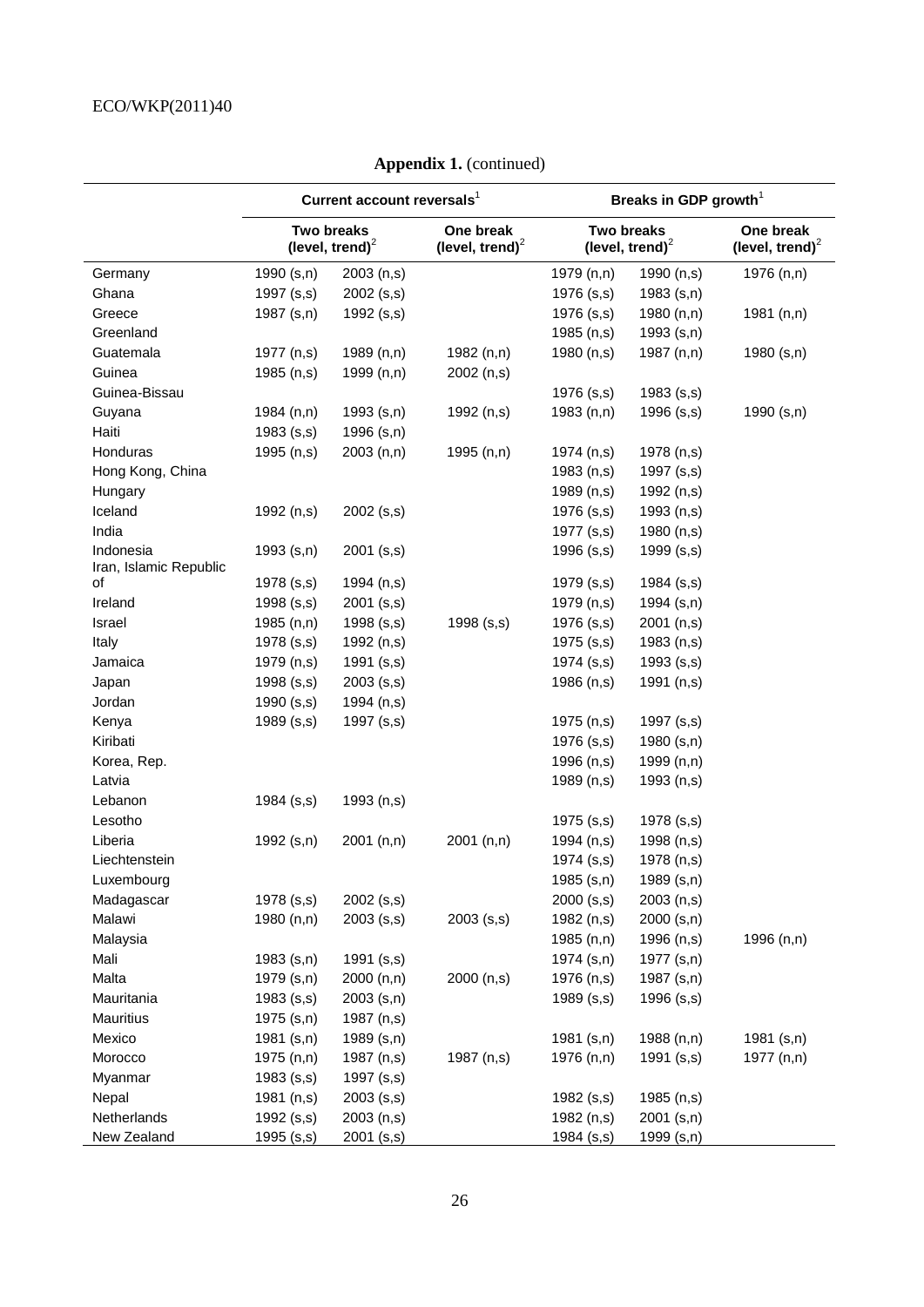**Appendix 1.** (continued)

| | Current account reversals[1] | | | Breaks in GDP growth[1] | | |
|---|---|---|---|---|---|---|
| | Two breaks (level, trend)[2] | | One break (level, trend)[2] | Two breaks (level, trend)[2] | | One break (level, trend)[2] |
| Germany | 1990 (s,n) | 2003 (n,s) | | 1979 (n,n) | 1990 (n,s) | 1976 (n,n) |
| Ghana | 1997 (s,s) | 2002 (s,s) | | 1976 (s,s) | 1983 (s,n) | |
| Greece | 1987 (s,n) | 1992 (s,s) | | 1976 (s,s) | 1980 (n,n) | 1981 (n,n) |
| Greenland | | | | 1985 (n,s) | 1993 (s,n) | |
| Guatemala | 1977 (n,s) | 1989 (n,n) | 1982 (n,n) | 1980 (n,s) | 1987 (n,n) | 1980 (s,n) |
| Guinea | 1985 (n,s) | 1999 (n,n) | 2002 (n,s) | | | |
| Guinea-Bissau | | | | 1976 (s,s) | 1983 (s,s) | |
| Guyana | 1984 (n,n) | 1993 (s,n) | 1992 (n,s) | 1983 (n,n) | 1996 (s,s) | 1990 (s,n) |
| Haiti | 1983 (s,s) | 1996 (s,n) | | | | |
| Honduras | 1995 (n,s) | 2003 (n,n) | 1995 (n,n) | 1974 (n,s) | 1978 (n,s) | |
| Hong Kong, China | | | | 1983 (n,s) | 1997 (s,s) | |
| Hungary | | | | 1989 (n,s) | 1992 (n,s) | |
| Iceland | 1992 (n,s) | 2002 (s,s) | | 1976 (s,s) | 1993 (n,s) | |
| India | | | | 1977 (s,s) | 1980 (n,s) | |
| Indonesia | 1993 (s,n) | 2001 (s,s) | | 1996 (s,s) | 1999 (s,s) | |
| Iran, Islamic Republic of | 1978 (s,s) | 1994 (n,s) | | 1979 (s,s) | 1984 (s,s) | |
| Ireland | 1998 (s,s) | 2001 (s,s) | | 1979 (n,s) | 1994 (s,n) | |
| Israel | 1985 (n,n) | 1998 (s,s) | 1998 (s,s) | 1976 (s,s) | 2001 (n,s) | |
| Italy | 1978 (s,s) | 1992 (n,s) | | 1975 (s,s) | 1983 (n,s) | |
| Jamaica | 1979 (n,s) | 1991 (s,s) | | 1974 (s,s) | 1993 (s,s) | |
| Japan | 1998 (s,s) | 2003 (s,s) | | 1986 (n,s) | 1991 (n,s) | |
| Jordan | 1990 (s,s) | 1994 (n,s) | | | | |
| Kenya | 1989 (s,s) | 1997 (s,s) | | 1975 (n,s) | 1997 (s,s) | |
| Kiribati | | | | 1976 (s,s) | 1980 (s,n) | |
| Korea, Rep. | | | | 1996 (n,s) | 1999 (n,n) | |
| Latvia | | | | 1989 (n,s) | 1993 (n,s) | |
| Lebanon | 1984 (s,s) | 1993 (n,s) | | | | |
| Lesotho | | | | 1975 (s,s) | 1978 (s,s) | |
| Liberia | 1992 (s,n) | 2001 (n,n) | 2001 (n,n) | 1994 (n,s) | 1998 (n,s) | |
| Liechtenstein | | | | 1974 (s,s) | 1978 (n,s) | |
| Luxembourg | | | | 1985 (s,n) | 1989 (s,n) | |
| Madagascar | 1978 (s,s) | 2002 (s,s) | | 2000 (s,s) | 2003 (n,s) | |
| Malawi | 1980 (n,n) | 2003 (s,s) | 2003 (s,s) | 1982 (n,s) | 2000 (s,n) | |
| Malaysia | | | | 1985 (n,n) | 1996 (n,s) | 1996 (n,n) |
| Mali | 1983 (s,n) | 1991 (s,s) | | 1974 (s,n) | 1977 (s,n) | |
| Malta | 1979 (s,n) | 2000 (n,n) | 2000 (n,s) | 1976 (n,s) | 1987 (s,n) | |
| Mauritania | 1983 (s,s) | 2003 (s,n) | | 1989 (s,s) | 1996 (s,s) | |
| Mauritius | 1975 (s,n) | 1987 (n,s) | | | | |
| Mexico | 1981 (s,n) | 1989 (s,n) | | 1981 (s,n) | 1988 (n,n) | 1981 (s,n) |
| Morocco | 1975 (n,n) | 1987 (n,s) | 1987 (n,s) | 1976 (n,n) | 1991 (s,s) | 1977 (n,n) |
| Myanmar | 1983 (s,s) | 1997 (s,s) | | | | |
| Nepal | 1981 (n,s) | 2003 (s,s) | | 1982 (s,s) | 1985 (n,s) | |
| Netherlands | 1992 (s,s) | 2003 (n,s) | | 1982 (n,s) | 2001 (s,n) | |
| New Zealand | 1995 (s,s) | 2001 (s,s) | | 1984 (s,s) | 1999 (s,n) | |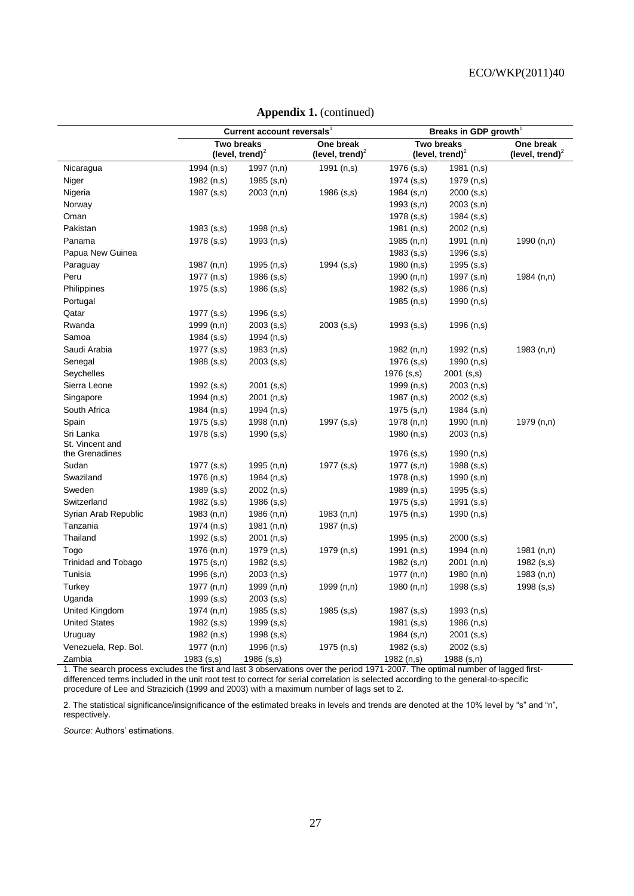**Appendix 1.** (continued)

| | Current account reversals[1] | | | Breaks in GDP growth[1] | | |
|---|---|---|---|---|---|---|
| | Two breaks (level, trend)[2] | | One break (level, trend)[2] | Two breaks (level, trend)[2] | | One break (level, trend)[2] |
| Nicaragua | 1994 (n,s) | 1997 (n,n) | 1991 (n,s) | 1976 (s,s) | 1981 (n,s) | |
| Niger | 1982 (n,s) | 1985 (s,n) | | 1974 (s,s) | 1979 (n,s) | |
| Nigeria | 1987 (s,s) | 2003 (n,n) | 1986 (s,s) | 1984 (s,n) | 2000 (s,s) | |
| Norway | | | | 1993 (s,n) | 2003 (s,n) | |
| Oman | | | | 1978 (s,s) | 1984 (s,s) | |
| Pakistan | 1983 (s,s) | 1998 (n,s) | | 1981 (n,s) | 2002 (n,s) | |
| Panama | 1978 (s,s) | 1993 (n,s) | | 1985 (n,n) | 1991 (n,n) | 1990 (n,n) |
| Papua New Guinea | | | | 1983 (s,s) | 1996 (s,s) | |
| Paraguay | 1987 (n,n) | 1995 (n,s) | 1994 (s,s) | 1980 (n,s) | 1995 (s,s) | |
| Peru | 1977 (n,s) | 1986 (s,s) | | 1990 (n,n) | 1997 (s,n) | 1984 (n,n) |
| Philippines | 1975 (s,s) | 1986 (s,s) | | 1982 (s,s) | 1986 (n,s) | |
| Portugal | | | | 1985 (n,s) | 1990 (n,s) | |
| Qatar | 1977 (s,s) | 1996 (s,s) | | | | |
| Rwanda | 1999 (n,n) | 2003 (s,s) | 2003 (s,s) | 1993 (s,s) | 1996 (n,s) | |
| Samoa | 1984 (s,s) | 1994 (n,s) | | | | |
| Saudi Arabia | 1977 (s,s) | 1983 (n,s) | | 1982 (n,n) | 1992 (n,s) | 1983 (n,n) |
| Senegal | 1988 (s,s) | 2003 (s,s) | | 1976 (s,s) | 1990 (n,s) | |
| Seychelles | | | | 1976 (s,s) | 2001 (s,s) | |
| Sierra Leone | 1992 (s,s) | 2001 (s,s) | | 1999 (n,s) | 2003 (n,s) | |
| Singapore | 1994 (n,s) | 2001 (n,s) | | 1987 (n,s) | 2002 (s,s) | |
| South Africa | 1984 (n,s) | 1994 (n,s) | | 1975 (s,n) | 1984 (s,n) | |
| Spain | 1975 (s,s) | 1998 (n,n) | 1997 (s,s) | 1978 (n,n) | 1990 (n,n) | 1979 (n,n) |
| Sri Lanka | 1978 (s,s) | 1990 (s,s) | | 1980 (n,s) | 2003 (n,s) | |
| St. Vincent and the Grenadines | | | | 1976 (s,s) | 1990 (n,s) | |
| Sudan | 1977 (s,s) | 1995 (n,n) | 1977 (s,s) | 1977 (s,n) | 1988 (s,s) | |
| Swaziland | 1976 (n,s) | 1984 (n,s) | | 1978 (n,s) | 1990 (s,n) | |
| Sweden | 1989 (s,s) | 2002 (n,s) | | 1989 (n,s) | 1995 (s,s) | |
| Switzerland | 1982 (s,s) | 1986 (s,s) | | 1975 (s,s) | 1991 (s,s) | |
| Syrian Arab Republic | 1983 (n,n) | 1986 (n,n) | 1983 (n,n) | 1975 (n,s) | 1990 (n,s) | |
| Tanzania | 1974 (n,s) | 1981 (n,n) | 1987 (n,s) | | | |
| Thailand | 1992 (s,s) | 2001 (n,s) | | 1995 (n,s) | 2000 (s,s) | |
| Togo | 1976 (n,n) | 1979 (n,s) | 1979 (n,s) | 1991 (n,s) | 1994 (n,n) | 1981 (n,n) |
| Trinidad and Tobago | 1975 (s,n) | 1982 (s,s) | | 1982 (s,n) | 2001 (n,n) | 1982 (s,s) |
| Tunisia | 1996 (s,n) | 2003 (n,s) | | 1977 (n,n) | 1980 (n,n) | 1983 (n,n) |
| Turkey | 1977 (n,n) | 1999 (n,n) | 1999 (n,n) | 1980 (n,n) | 1998 (s,s) | 1998 (s,s) |
| Uganda | 1999 (s,s) | 2003 (s,s) | | | | |
| United Kingdom | 1974 (n,n) | 1985 (s,s) | 1985 (s,s) | 1987 (s,s) | 1993 (n,s) | |
| United States | 1982 (s,s) | 1999 (s,s) | | 1981 (s,s) | 1986 (n,s) | |
| Uruguay | 1982 (n,s) | 1998 (s,s) | | 1984 (s,n) | 2001 (s,s) | |
| Venezuela, Rep. Bol. | 1977 (n,n) | 1996 (n,s) | 1975 (n,s) | 1982 (s,s) | 2002 (s,s) | |
| Zambia | 1983 (s,s) | 1986 (s,s) | | 1982 (n,s) | 1988 (s,n) | |

1. The search process excludes the first and last 3 observations over the period 1971-2007. The optimal number of lagged first-differenced terms included in the unit root test to correct for serial correlation is selected according to the general-to-specific procedure of Lee and Strazicich (1999 and 2003) with a maximum number of lags set to 2.

2. The statistical significance/insignificance of the estimated breaks in levels and trends are denoted at the 10% level by "s" and "n", respectively.

*Source:* Authors' estimations.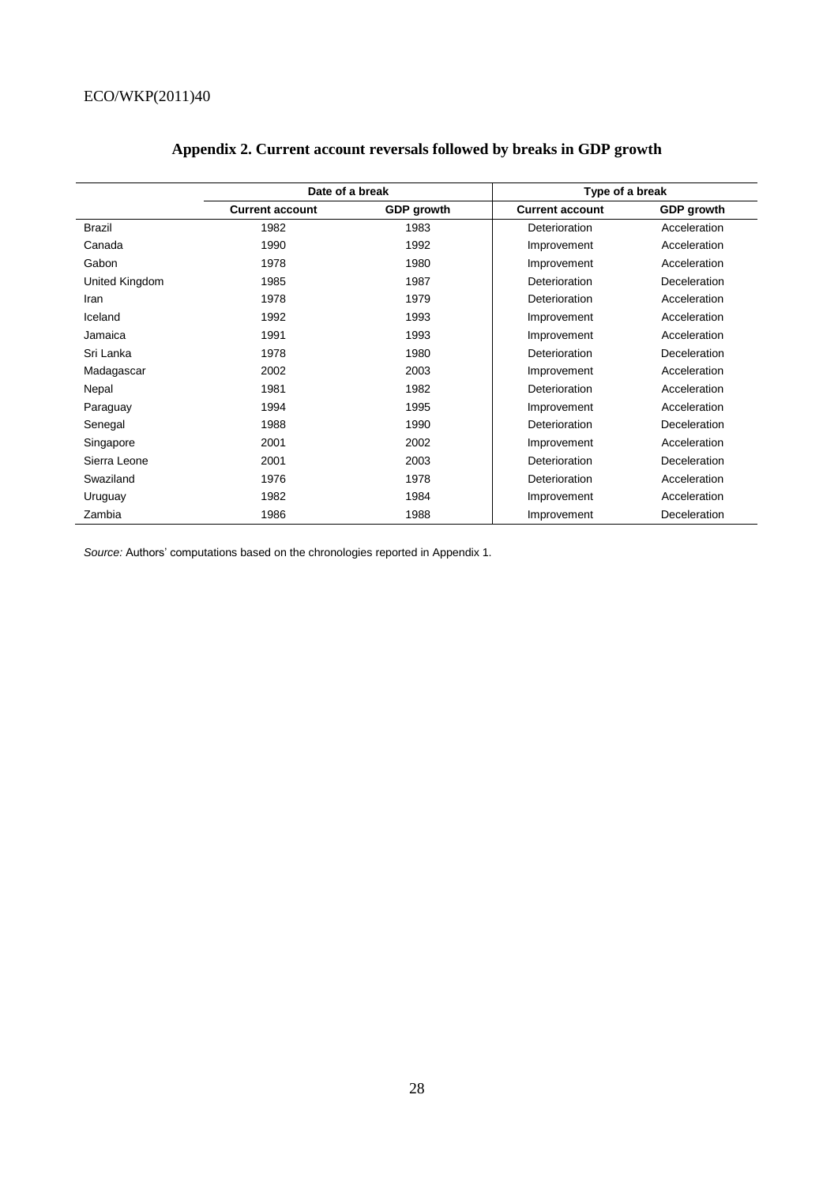## Appendix 2. Current account reversals followed by breaks in GDP growth

| | Date of a break | | Type of a break | |
|---|---|---|---|---|
| | **Current account** | **GDP growth** | **Current account** | **GDP growth** |
| Brazil | 1982 | 1983 | Deterioration | Acceleration |
| Canada | 1990 | 1992 | Improvement | Acceleration |
| Gabon | 1978 | 1980 | Improvement | Acceleration |
| United Kingdom | 1985 | 1987 | Deterioration | Deceleration |
| Iran | 1978 | 1979 | Deterioration | Acceleration |
| Iceland | 1992 | 1993 | Improvement | Acceleration |
| Jamaica | 1991 | 1993 | Improvement | Acceleration |
| Sri Lanka | 1978 | 1980 | Deterioration | Deceleration |
| Madagascar | 2002 | 2003 | Improvement | Acceleration |
| Nepal | 1981 | 1982 | Deterioration | Acceleration |
| Paraguay | 1994 | 1995 | Improvement | Acceleration |
| Senegal | 1988 | 1990 | Deterioration | Deceleration |
| Singapore | 2001 | 2002 | Improvement | Acceleration |
| Sierra Leone | 2001 | 2003 | Deterioration | Deceleration |
| Swaziland | 1976 | 1978 | Deterioration | Acceleration |
| Uruguay | 1982 | 1984 | Improvement | Acceleration |
| Zambia | 1986 | 1988 | Improvement | Deceleration |

*Source:* Authors' computations based on the chronologies reported in Appendix 1.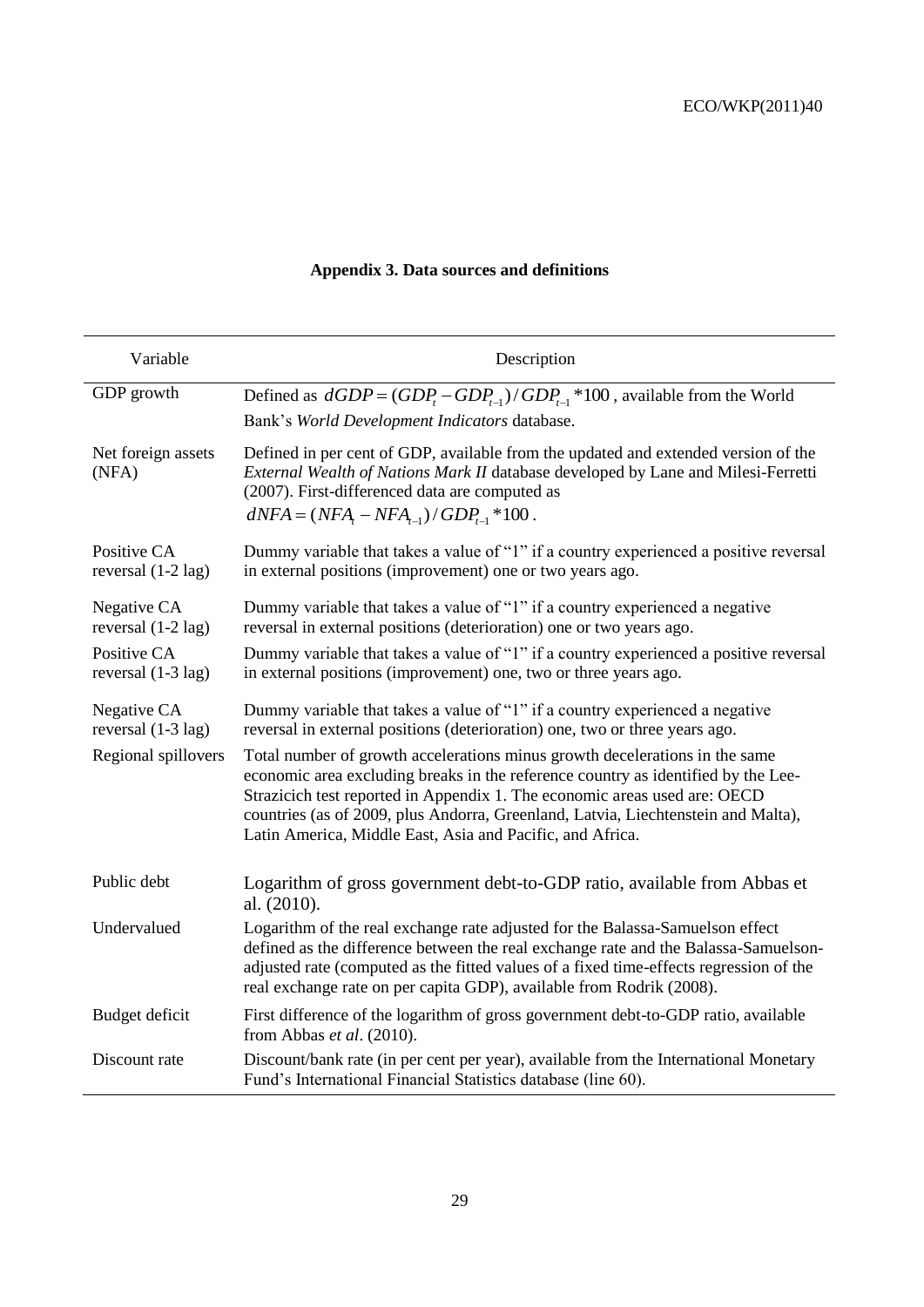## Appendix 3. Data sources and definitions

| Variable | Description |
|---|---|
| GDP growth | Defined as $dGDP = (GDP_t - GDP_{t-1})/GDP_{t-1} * 100$, available from the World Bank's *World Development Indicators* database. |
| Net foreign assets (NFA) | Defined in per cent of GDP, available from the updated and extended version of the *External Wealth of Nations Mark II* database developed by Lane and Milesi-Ferretti (2007). First-differenced data are computed as $dNFA = (NFA_t - NFA_{t-1})/GDP_{t-1} * 100$. |
| Positive CA reversal (1-2 lag) | Dummy variable that takes a value of "1" if a country experienced a positive reversal in external positions (improvement) one or two years ago. |
| Negative CA reversal (1-2 lag) | Dummy variable that takes a value of "1" if a country experienced a negative reversal in external positions (deterioration) one or two years ago. |
| Positive CA reversal (1-3 lag) | Dummy variable that takes a value of "1" if a country experienced a positive reversal in external positions (improvement) one, two or three years ago. |
| Negative CA reversal (1-3 lag) | Dummy variable that takes a value of "1" if a country experienced a negative reversal in external positions (deterioration) one, two or three years ago. |
| Regional spillovers | Total number of growth accelerations minus growth decelerations in the same economic area excluding breaks in the reference country as identified by the Lee-Strazicich test reported in Appendix 1. The economic areas used are: OECD countries (as of 2009, plus Andorra, Greenland, Latvia, Liechtenstein and Malta), Latin America, Middle East, Asia and Pacific, and Africa. |
| Public debt | Logarithm of gross government debt-to-GDP ratio, available from Abbas et al. (2010). |
| Undervalued | Logarithm of the real exchange rate adjusted for the Balassa-Samuelson effect defined as the difference between the real exchange rate and the Balassa-Samuelson-adjusted rate (computed as the fitted values of a fixed time-effects regression of the real exchange rate on per capita GDP), available from Rodrik (2008). |
| Budget deficit | First difference of the logarithm of gross government debt-to-GDP ratio, available from Abbas *et al*. (2010). |
| Discount rate | Discount/bank rate (in per cent per year), available from the International Monetary Fund's International Financial Statistics database (line 60). |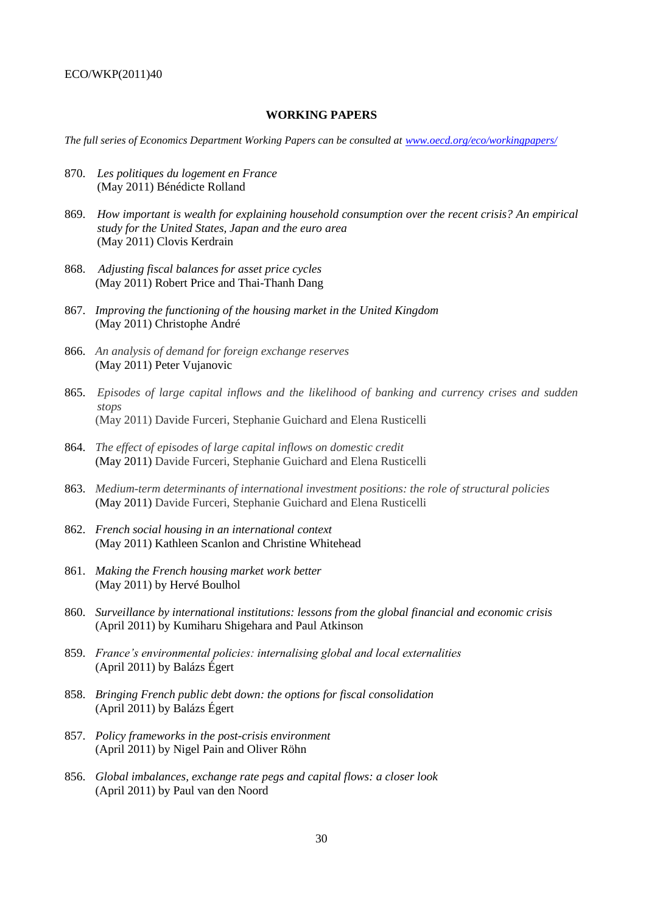## WORKING PAPERS

*The full series of Economics Department Working Papers can be consulted at [www.oecd.org/eco/workingpapers/](www.oecd.org/eco/workingpapers/)*

870. *Les politiques du logement en France*
(May 2011) Bénédicte Rolland

869. *How important is wealth for explaining household consumption over the recent crisis? An empirical study for the United States, Japan and the euro area*
(May 2011) Clovis Kerdrain

868. *Adjusting fiscal balances for asset price cycles*
(May 2011) Robert Price and Thai-Thanh Dang

867. *Improving the functioning of the housing market in the United Kingdom*
(May 2011) Christophe André

866. *An analysis of demand for foreign exchange reserves*
(May 2011) Peter Vujanovic

865. *Episodes of large capital inflows and the likelihood of banking and currency crises and sudden stops*
(May 2011) Davide Furceri, Stephanie Guichard and Elena Rusticelli

864. *The effect of episodes of large capital inflows on domestic credit*
(May 2011) Davide Furceri, Stephanie Guichard and Elena Rusticelli

863. *Medium-term determinants of international investment positions: the role of structural policies*
(May 2011) Davide Furceri, Stephanie Guichard and Elena Rusticelli

862. *French social housing in an international context*
(May 2011) Kathleen Scanlon and Christine Whitehead

861. *Making the French housing market work better*
(May 2011) by Hervé Boulhol

860. *Surveillance by international institutions: lessons from the global financial and economic crisis*
(April 2011) by Kumiharu Shigehara and Paul Atkinson

859. *France's environmental policies: internalising global and local externalities*
(April 2011) by Balázs Égert

858. *Bringing French public debt down: the options for fiscal consolidation*
(April 2011) by Balázs Égert

857. *Policy frameworks in the post-crisis environment*
(April 2011) by Nigel Pain and Oliver Röhn

856. *Global imbalances, exchange rate pegs and capital flows: a closer look*
(April 2011) by Paul van den Noord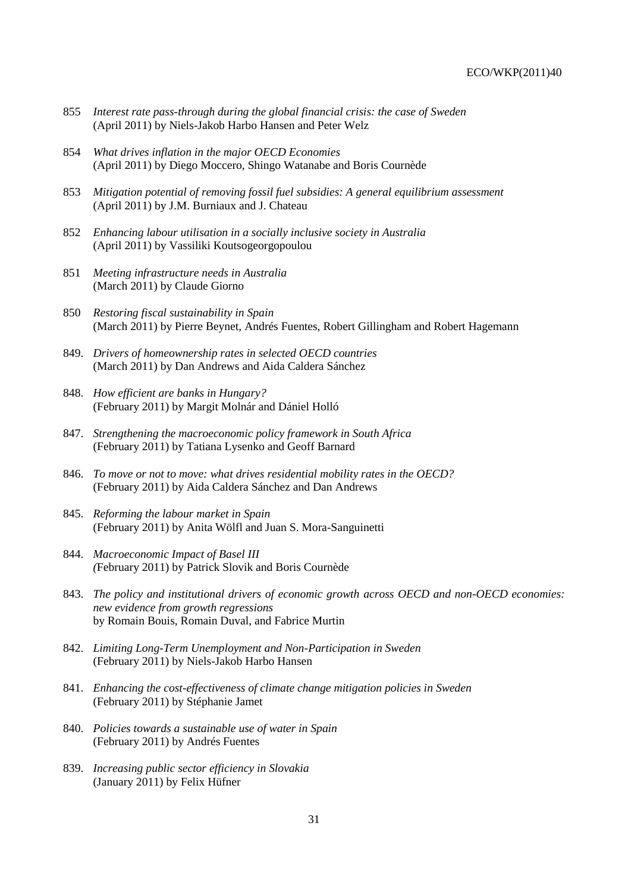855 *Interest rate pass-through during the global financial crisis: the case of Sweden*
(April 2011) by Niels-Jakob Harbo Hansen and Peter Welz

854 *What drives inflation in the major OECD Economies*
(April 2011) by Diego Moccero, Shingo Watanabe and Boris Cournède

853 *Mitigation potential of removing fossil fuel subsidies: A general equilibrium assessment*
(April 2011) by J.M. Burniaux and J. Chateau

852 *Enhancing labour utilisation in a socially inclusive society in Australia*
(April 2011) by Vassiliki Koutsogeorgopoulou

851 *Meeting infrastructure needs in Australia*
(March 2011) by Claude Giorno

850 *Restoring fiscal sustainability in Spain*
(March 2011) by Pierre Beynet, Andrés Fuentes, Robert Gillingham and Robert Hagemann

849. *Drivers of homeownership rates in selected OECD countries*
(March 2011) by Dan Andrews and Aida Caldera Sánchez

848. *How efficient are banks in Hungary?*
(February 2011) by Margit Molnár and Dániel Holló

847. *Strengthening the macroeconomic policy framework in South Africa*
(February 2011) by Tatiana Lysenko and Geoff Barnard

846. *To move or not to move: what drives residential mobility rates in the OECD?*
(February 2011) by Aida Caldera Sánchez and Dan Andrews

845. *Reforming the labour market in Spain*
(February 2011) by Anita Wölfl and Juan S. Mora-Sanguinetti

844. *Macroeconomic Impact of Basel III*
(February 2011) by Patrick Slovik and Boris Cournède

843. *The policy and institutional drivers of economic growth across OECD and non-OECD economies: new evidence from growth regressions*
by Romain Bouis, Romain Duval, and Fabrice Murtin

842. *Limiting Long-Term Unemployment and Non-Participation in Sweden*
(February 2011) by Niels-Jakob Harbo Hansen

841. *Enhancing the cost-effectiveness of climate change mitigation policies in Sweden*
(February 2011) by Stéphanie Jamet

840. *Policies towards a sustainable use of water in Spain*
(February 2011) by Andrés Fuentes

839. *Increasing public sector efficiency in Slovakia*
(January 2011) by Felix Hüfner